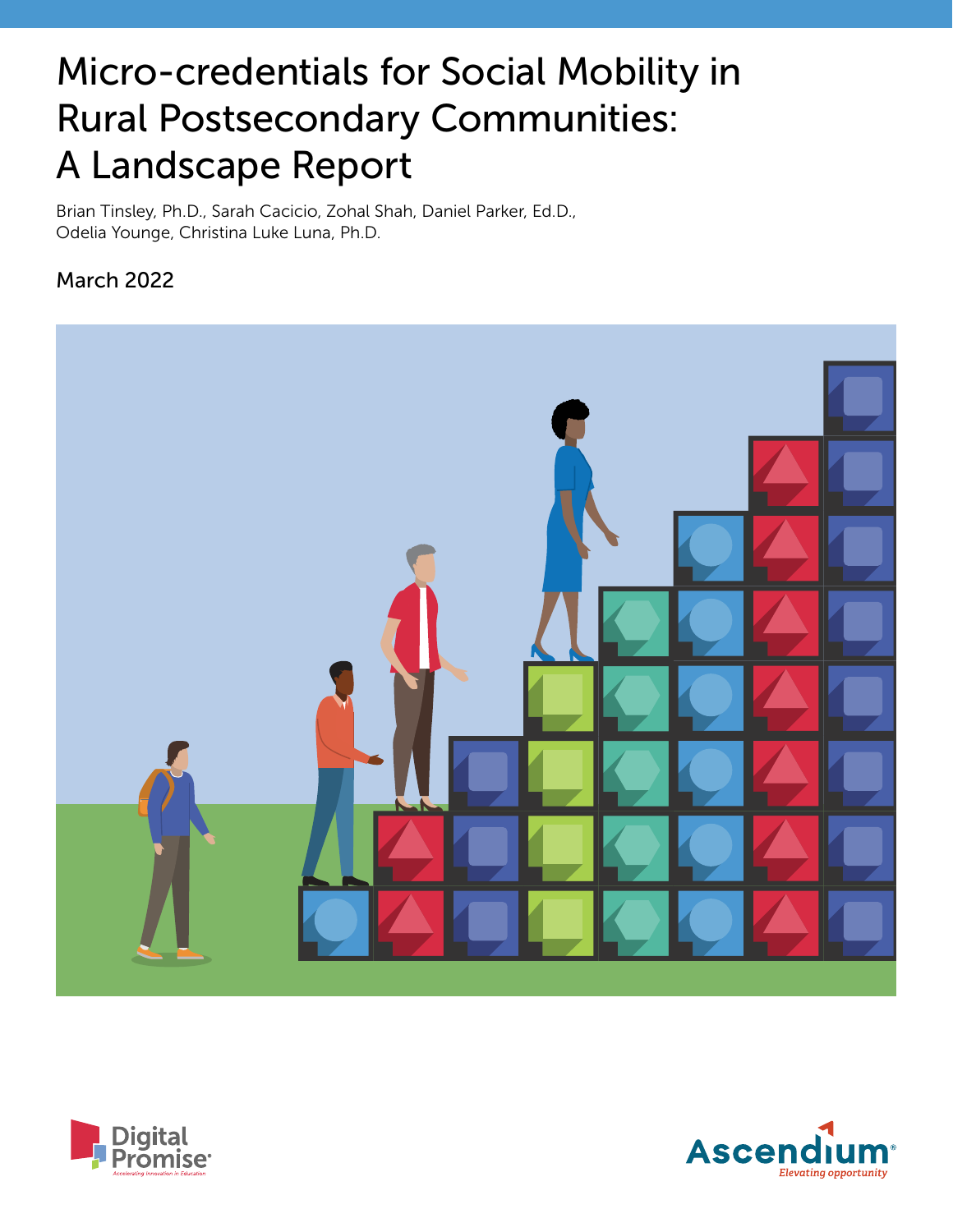# Micro-credentials for Social Mobility in Rural Postsecondary Communities: A Landscape Report

Brian Tinsley, Ph.D., Sarah Cacicio, Zohal Shah, Daniel Parker, Ed.D., Odelia Younge, Christina Luke Luna, Ph.D.

March 2022

Digital Promise
Accelerating Innovation in Education

Ascendium
Elevating opportunity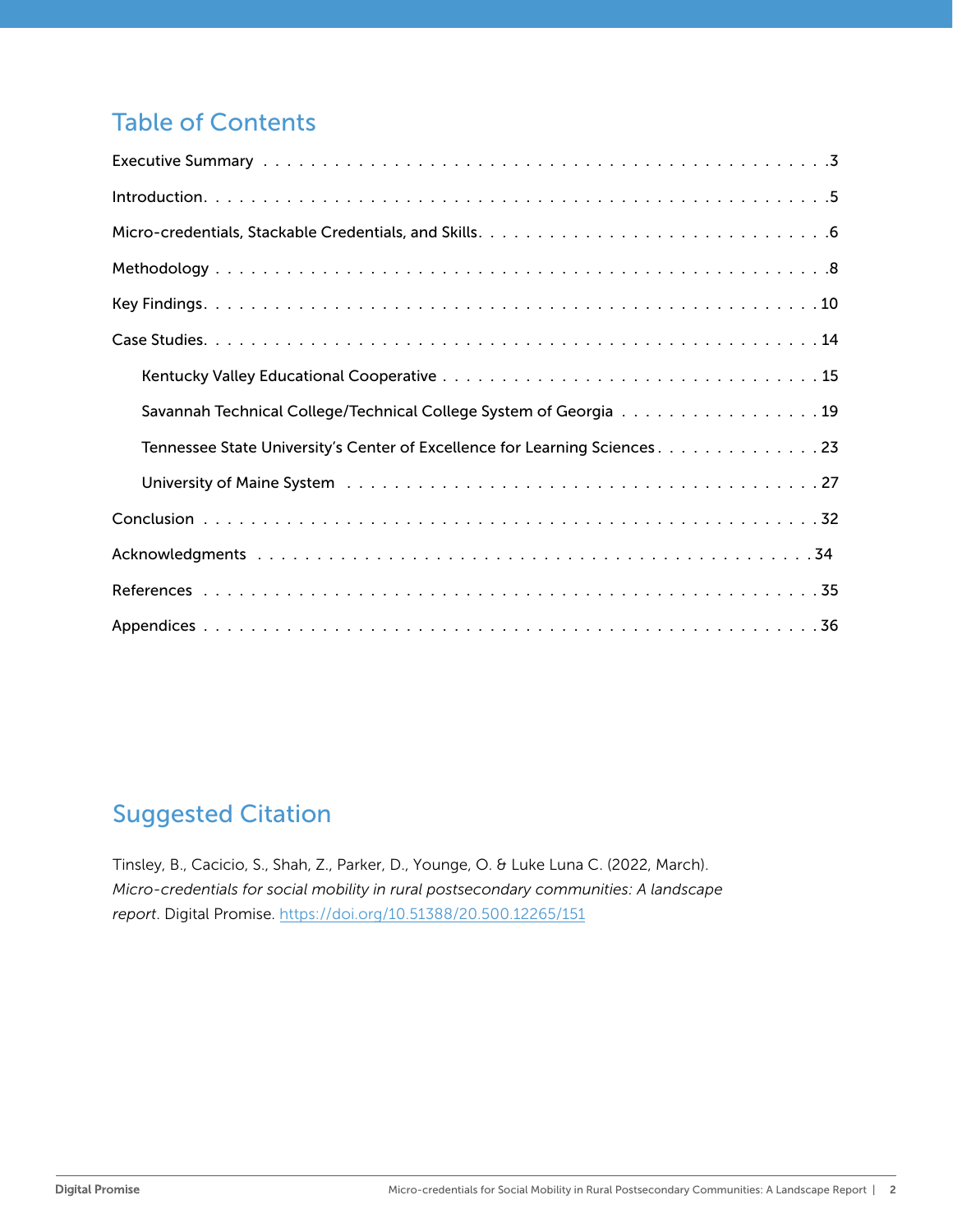## Table of Contents

Executive Summary . . . 3

Introduction . . . 5

Micro-credentials, Stackable Credentials, and Skills . . . 6

Methodology . . . 8

Key Findings . . . 10

Case Studies . . . 14

- Kentucky Valley Educational Cooperative . . . 15
- Savannah Technical College/Technical College System of Georgia . . . 19
- Tennessee State University's Center of Excellence for Learning Sciences . . . 23
- University of Maine System . . . 27

Conclusion . . . 32

Acknowledgments . . . 34

References . . . 35

Appendices . . . 36

## Suggested Citation

Tinsley, B., Cacicio, S., Shah, Z., Parker, D., Younge, O. & Luke Luna C. (2022, March). *Micro-credentials for social mobility in rural postsecondary communities: A landscape report*. Digital Promise. https://doi.org/10.51388/20.500.12265/151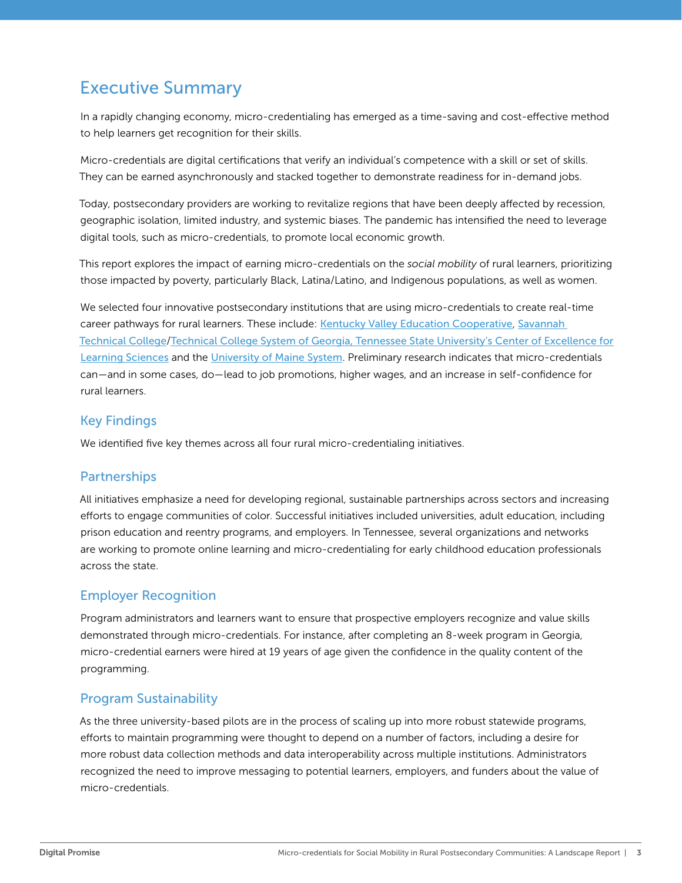# Executive Summary

In a rapidly changing economy, micro-credentialing has emerged as a time-saving and cost-effective method to help learners get recognition for their skills.

Micro-credentials are digital certifications that verify an individual's competence with a skill or set of skills. They can be earned asynchronously and stacked together to demonstrate readiness for in-demand jobs.

Today, postsecondary providers are working to revitalize regions that have been deeply affected by recession, geographic isolation, limited industry, and systemic biases. The pandemic has intensified the need to leverage digital tools, such as micro-credentials, to promote local economic growth.

This report explores the impact of earning micro-credentials on the *social mobility* of rural learners, prioritizing those impacted by poverty, particularly Black, Latina/Latino, and Indigenous populations, as well as women.

We selected four innovative postsecondary institutions that are using micro-credentials to create real-time career pathways for rural learners. These include: Kentucky Valley Education Cooperative, Savannah Technical College/Technical College System of Georgia, Tennessee State University's Center of Excellence for Learning Sciences and the University of Maine System. Preliminary research indicates that micro-credentials can—and in some cases, do—lead to job promotions, higher wages, and an increase in self-confidence for rural learners.

## Key Findings

We identified five key themes across all four rural micro-credentialing initiatives.

## Partnerships

All initiatives emphasize a need for developing regional, sustainable partnerships across sectors and increasing efforts to engage communities of color. Successful initiatives included universities, adult education, including prison education and reentry programs, and employers. In Tennessee, several organizations and networks are working to promote online learning and micro-credentialing for early childhood education professionals across the state.

## Employer Recognition

Program administrators and learners want to ensure that prospective employers recognize and value skills demonstrated through micro-credentials. For instance, after completing an 8-week program in Georgia, micro-credential earners were hired at 19 years of age given the confidence in the quality content of the programming.

## Program Sustainability

As the three university-based pilots are in the process of scaling up into more robust statewide programs, efforts to maintain programming were thought to depend on a number of factors, including a desire for more robust data collection methods and data interoperability across multiple institutions. Administrators recognized the need to improve messaging to potential learners, employers, and funders about the value of micro-credentials.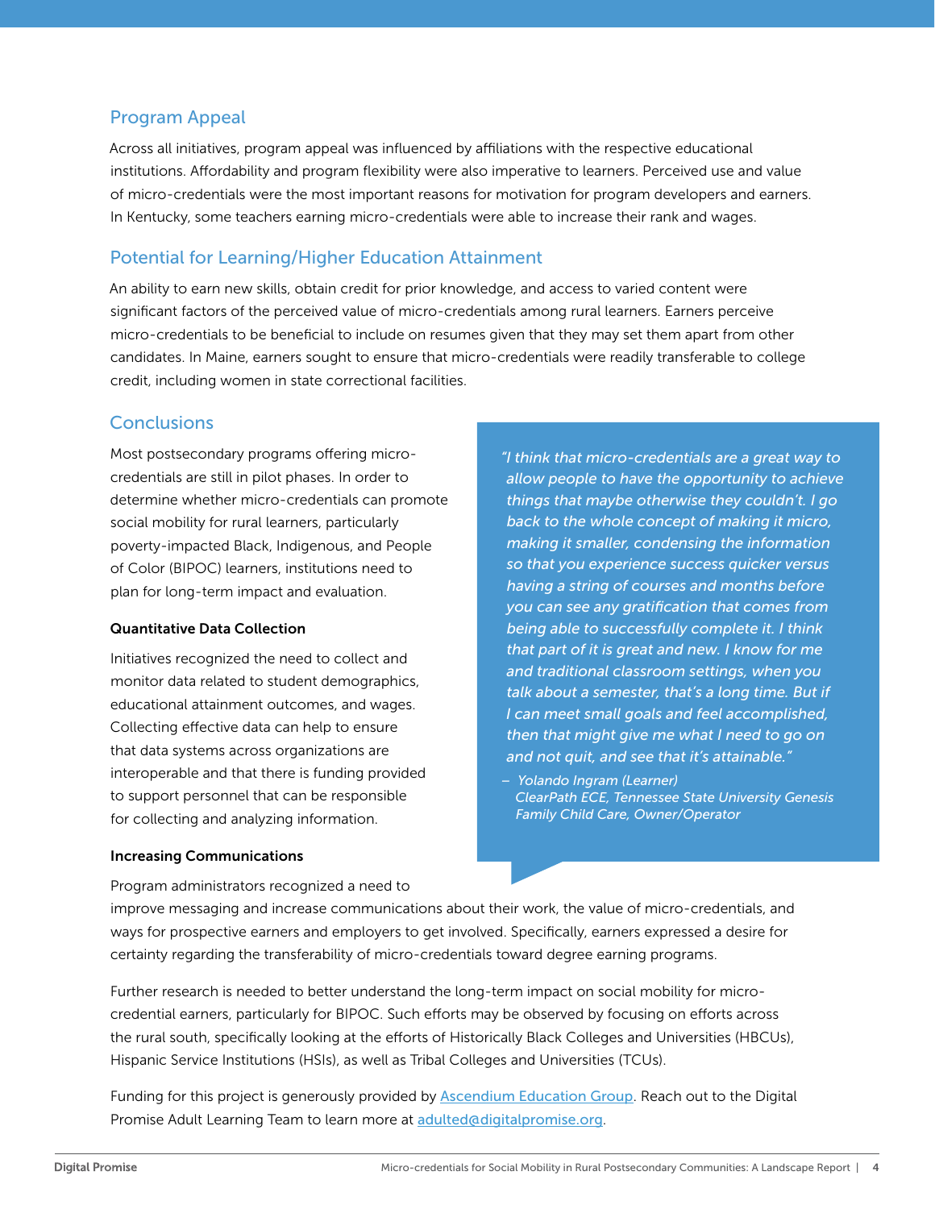## Program Appeal

Across all initiatives, program appeal was influenced by affiliations with the respective educational institutions. Affordability and program flexibility were also imperative to learners. Perceived use and value of micro-credentials were the most important reasons for motivation for program developers and earners. In Kentucky, some teachers earning micro-credentials were able to increase their rank and wages.

## Potential for Learning/Higher Education Attainment

An ability to earn new skills, obtain credit for prior knowledge, and access to varied content were significant factors of the perceived value of micro-credentials among rural learners. Earners perceive micro-credentials to be beneficial to include on resumes given that they may set them apart from other candidates. In Maine, earners sought to ensure that micro-credentials were readily transferable to college credit, including women in state correctional facilities.

## Conclusions

Most postsecondary programs offering micro-credentials are still in pilot phases. In order to determine whether micro-credentials can promote social mobility for rural learners, particularly poverty-impacted Black, Indigenous, and People of Color (BIPOC) learners, institutions need to plan for long-term impact and evaluation.

> *"I think that micro-credentials are a great way to allow people to have the opportunity to achieve things that maybe otherwise they couldn't. I go back to the whole concept of making it micro, making it smaller, condensing the information so that you experience success quicker versus having a string of courses and months before you can see any gratification that comes from being able to successfully complete it. I think that part of it is great and new. I know for me and traditional classroom settings, when you talk about a semester, that's a long time. But if I can meet small goals and feel accomplished, then that might give me what I need to go on and not quit, and see that it's attainable."*
>
> – *Yolando Ingram (Learner)*
> *ClearPath ECE, Tennessee State University Genesis Family Child Care, Owner/Operator*

**Quantitative Data Collection**

Initiatives recognized the need to collect and monitor data related to student demographics, educational attainment outcomes, and wages. Collecting effective data can help to ensure that data systems across organizations are interoperable and that there is funding provided to support personnel that can be responsible for collecting and analyzing information.

**Increasing Communications**

Program administrators recognized a need to improve messaging and increase communications about their work, the value of micro-credentials, and ways for prospective earners and employers to get involved. Specifically, earners expressed a desire for certainty regarding the transferability of micro-credentials toward degree earning programs.

Further research is needed to better understand the long-term impact on social mobility for micro-credential earners, particularly for BIPOC. Such efforts may be observed by focusing on efforts across the rural south, specifically looking at the efforts of Historically Black Colleges and Universities (HBCUs), Hispanic Service Institutions (HSIs), as well as Tribal Colleges and Universities (TCUs).

Funding for this project is generously provided by Ascendium Education Group. Reach out to the Digital Promise Adult Learning Team to learn more at adulted@digitalpromise.org.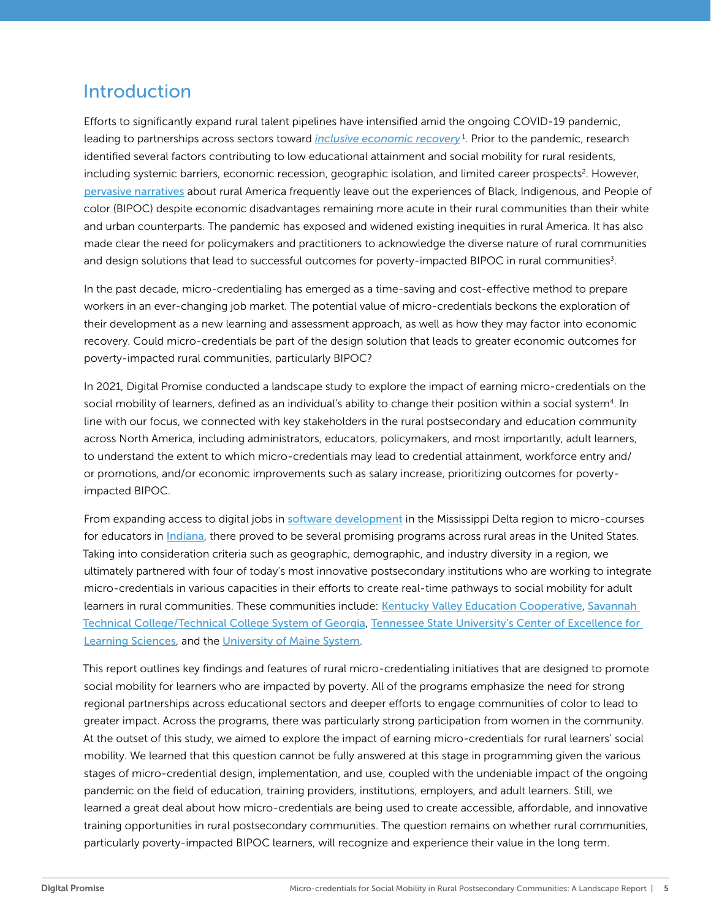## Introduction

Efforts to significantly expand rural talent pipelines have intensified amid the ongoing COVID-19 pandemic, leading to partnerships across sectors toward *inclusive economic recovery*[1]. Prior to the pandemic, research identified several factors contributing to low educational attainment and social mobility for rural residents, including systemic barriers, economic recession, geographic isolation, and limited career prospects[2]. However, pervasive narratives about rural America frequently leave out the experiences of Black, Indigenous, and People of color (BIPOC) despite economic disadvantages remaining more acute in their rural communities than their white and urban counterparts. The pandemic has exposed and widened existing inequities in rural America. It has also made clear the need for policymakers and practitioners to acknowledge the diverse nature of rural communities and design solutions that lead to successful outcomes for poverty-impacted BIPOC in rural communities[3].

In the past decade, micro-credentialing has emerged as a time-saving and cost-effective method to prepare workers in an ever-changing job market. The potential value of micro-credentials beckons the exploration of their development as a new learning and assessment approach, as well as how they may factor into economic recovery. Could micro-credentials be part of the design solution that leads to greater economic outcomes for poverty-impacted rural communities, particularly BIPOC?

In 2021, Digital Promise conducted a landscape study to explore the impact of earning micro-credentials on the social mobility of learners, defined as an individual's ability to change their position within a social system[4]. In line with our focus, we connected with key stakeholders in the rural postsecondary and education community across North America, including administrators, educators, policymakers, and most importantly, adult learners, to understand the extent to which micro-credentials may lead to credential attainment, workforce entry and/or promotions, and/or economic improvements such as salary increase, prioritizing outcomes for poverty-impacted BIPOC.

From expanding access to digital jobs in software development in the Mississippi Delta region to micro-courses for educators in Indiana, there proved to be several promising programs across rural areas in the United States. Taking into consideration criteria such as geographic, demographic, and industry diversity in a region, we ultimately partnered with four of today's most innovative postsecondary institutions who are working to integrate micro-credentials in various capacities in their efforts to create real-time pathways to social mobility for adult learners in rural communities. These communities include: Kentucky Valley Education Cooperative, Savannah Technical College/Technical College System of Georgia, Tennessee State University's Center of Excellence for Learning Sciences, and the University of Maine System.

This report outlines key findings and features of rural micro-credentialing initiatives that are designed to promote social mobility for learners who are impacted by poverty. All of the programs emphasize the need for strong regional partnerships across educational sectors and deeper efforts to engage communities of color to lead to greater impact. Across the programs, there was particularly strong participation from women in the community. At the outset of this study, we aimed to explore the impact of earning micro-credentials for rural learners' social mobility. We learned that this question cannot be fully answered at this stage in programming given the various stages of micro-credential design, implementation, and use, coupled with the undeniable impact of the ongoing pandemic on the field of education, training providers, institutions, employers, and adult learners. Still, we learned a great deal about how micro-credentials are being used to create accessible, affordable, and innovative training opportunities in rural postsecondary communities. The question remains on whether rural communities, particularly poverty-impacted BIPOC learners, will recognize and experience their value in the long term.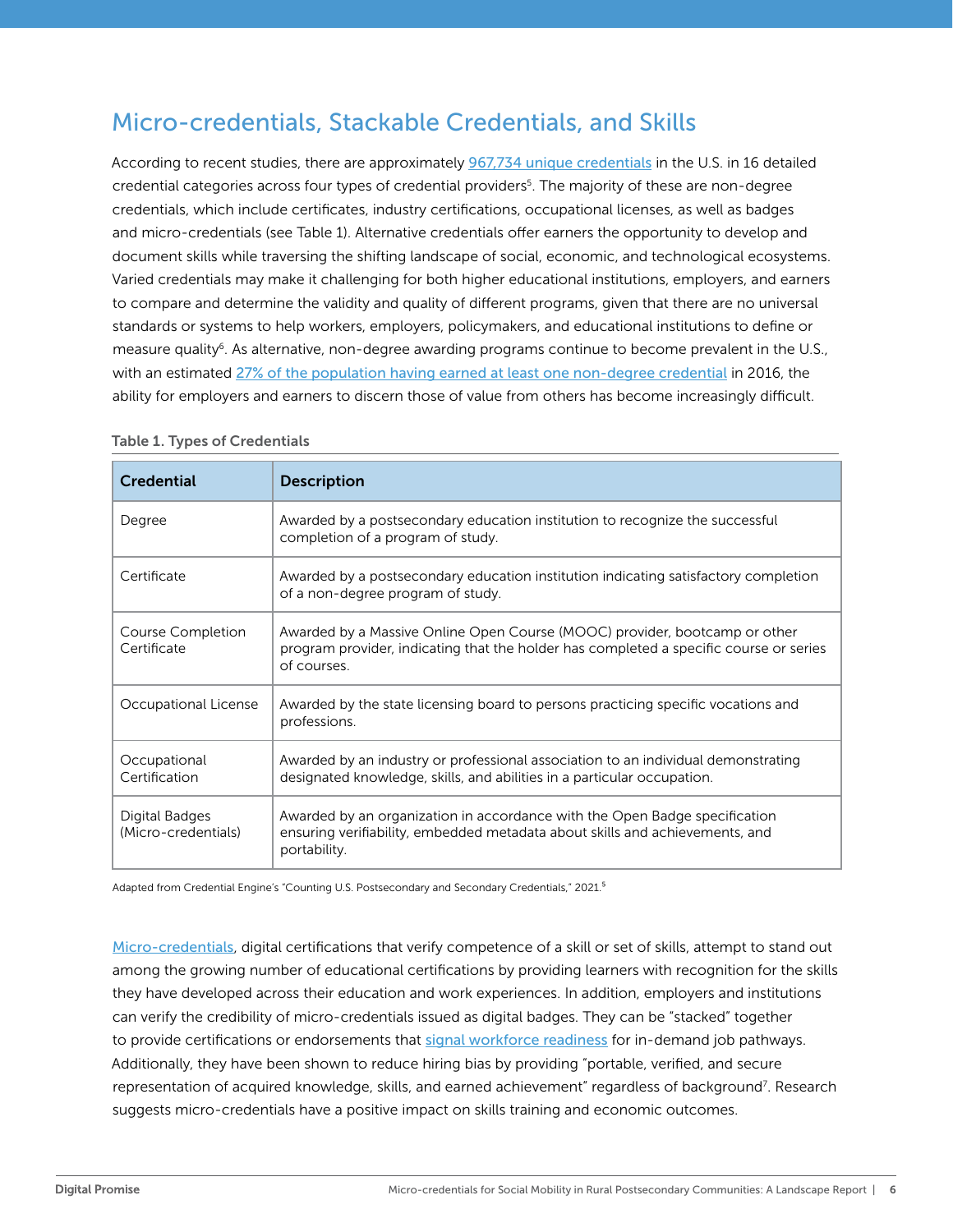## Micro-credentials, Stackable Credentials, and Skills

According to recent studies, there are approximately 967,734 unique credentials in the U.S. in 16 detailed credential categories across four types of credential providers[5]. The majority of these are non-degree credentials, which include certificates, industry certifications, occupational licenses, as well as badges and micro-credentials (see Table 1). Alternative credentials offer earners the opportunity to develop and document skills while traversing the shifting landscape of social, economic, and technological ecosystems. Varied credentials may make it challenging for both higher educational institutions, employers, and earners to compare and determine the validity and quality of different programs, given that there are no universal standards or systems to help workers, employers, policymakers, and educational institutions to define or measure quality[6]. As alternative, non-degree awarding programs continue to become prevalent in the U.S., with an estimated 27% of the population having earned at least one non-degree credential in 2016, the ability for employers and earners to discern those of value from others has become increasingly difficult.

**Table 1. Types of Credentials**

| Credential | Description |
| --- | --- |
| Degree | Awarded by a postsecondary education institution to recognize the successful completion of a program of study. |
| Certificate | Awarded by a postsecondary education institution indicating satisfactory completion of a non-degree program of study. |
| Course Completion Certificate | Awarded by a Massive Online Open Course (MOOC) provider, bootcamp or other program provider, indicating that the holder has completed a specific course or series of courses. |
| Occupational License | Awarded by the state licensing board to persons practicing specific vocations and professions. |
| Occupational Certification | Awarded by an industry or professional association to an individual demonstrating designated knowledge, skills, and abilities in a particular occupation. |
| Digital Badges (Micro-credentials) | Awarded by an organization in accordance with the Open Badge specification ensuring verifiability, embedded metadata about skills and achievements, and portability. |

Adapted from Credential Engine's "Counting U.S. Postsecondary and Secondary Credentials," 2021.[5]

Micro-credentials, digital certifications that verify competence of a skill or set of skills, attempt to stand out among the growing number of educational certifications by providing learners with recognition for the skills they have developed across their education and work experiences. In addition, employers and institutions can verify the credibility of micro-credentials issued as digital badges. They can be "stacked" together to provide certifications or endorsements that signal workforce readiness for in-demand job pathways. Additionally, they have been shown to reduce hiring bias by providing "portable, verified, and secure representation of acquired knowledge, skills, and earned achievement" regardless of background[7]. Research suggests micro-credentials have a positive impact on skills training and economic outcomes.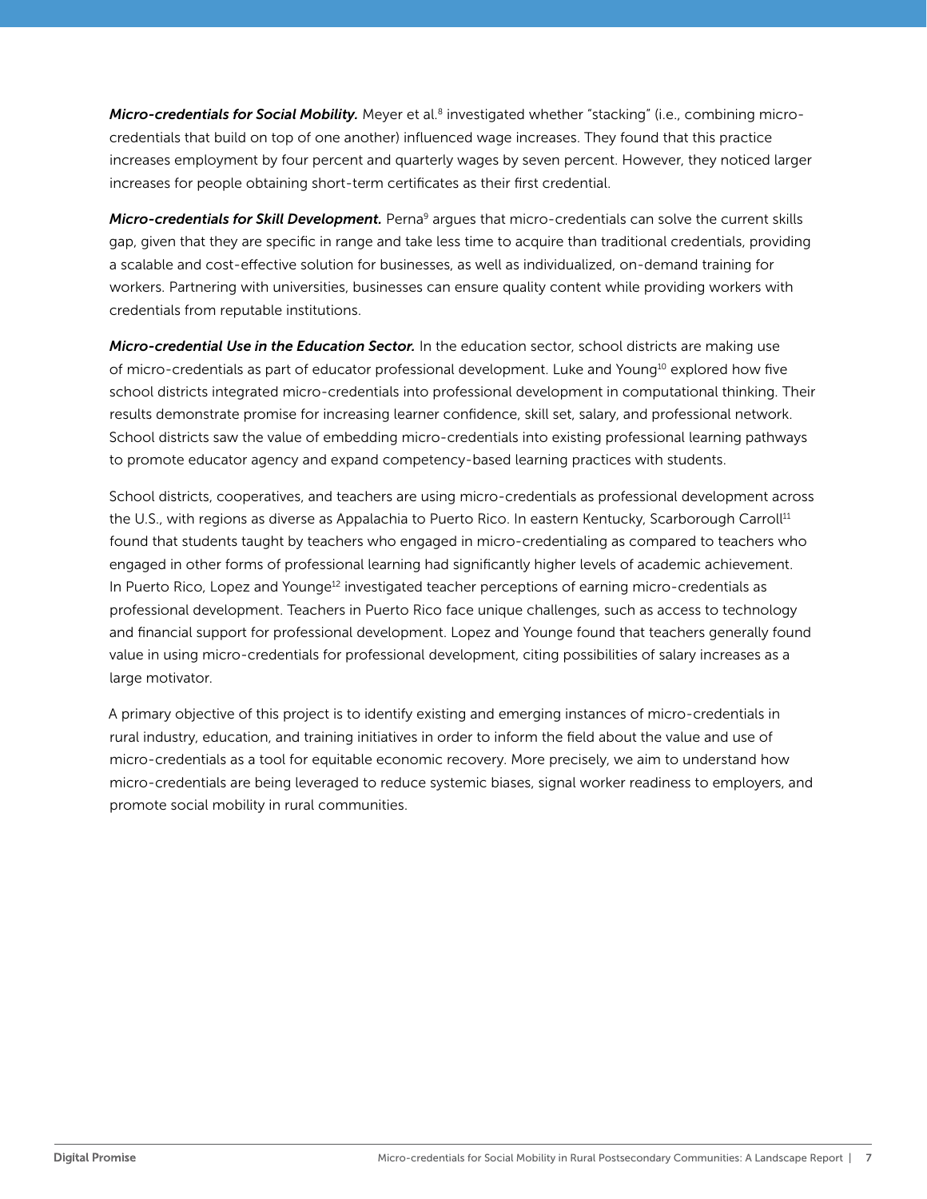***Micro-credentials for Social Mobility.*** Meyer et al.[8] investigated whether "stacking" (i.e., combining micro-credentials that build on top of one another) influenced wage increases. They found that this practice increases employment by four percent and quarterly wages by seven percent. However, they noticed larger increases for people obtaining short-term certificates as their first credential.

***Micro-credentials for Skill Development.*** Perna[9] argues that micro-credentials can solve the current skills gap, given that they are specific in range and take less time to acquire than traditional credentials, providing a scalable and cost-effective solution for businesses, as well as individualized, on-demand training for workers. Partnering with universities, businesses can ensure quality content while providing workers with credentials from reputable institutions.

***Micro-credential Use in the Education Sector.*** In the education sector, school districts are making use of micro-credentials as part of educator professional development. Luke and Young[10] explored how five school districts integrated micro-credentials into professional development in computational thinking. Their results demonstrate promise for increasing learner confidence, skill set, salary, and professional network. School districts saw the value of embedding micro-credentials into existing professional learning pathways to promote educator agency and expand competency-based learning practices with students.

School districts, cooperatives, and teachers are using micro-credentials as professional development across the U.S., with regions as diverse as Appalachia to Puerto Rico. In eastern Kentucky, Scarborough Carroll[11] found that students taught by teachers who engaged in micro-credentialing as compared to teachers who engaged in other forms of professional learning had significantly higher levels of academic achievement. In Puerto Rico, Lopez and Younge[12] investigated teacher perceptions of earning micro-credentials as professional development. Teachers in Puerto Rico face unique challenges, such as access to technology and financial support for professional development. Lopez and Younge found that teachers generally found value in using micro-credentials for professional development, citing possibilities of salary increases as a large motivator.

A primary objective of this project is to identify existing and emerging instances of micro-credentials in rural industry, education, and training initiatives in order to inform the field about the value and use of micro-credentials as a tool for equitable economic recovery. More precisely, we aim to understand how micro-credentials are being leveraged to reduce systemic biases, signal worker readiness to employers, and promote social mobility in rural communities.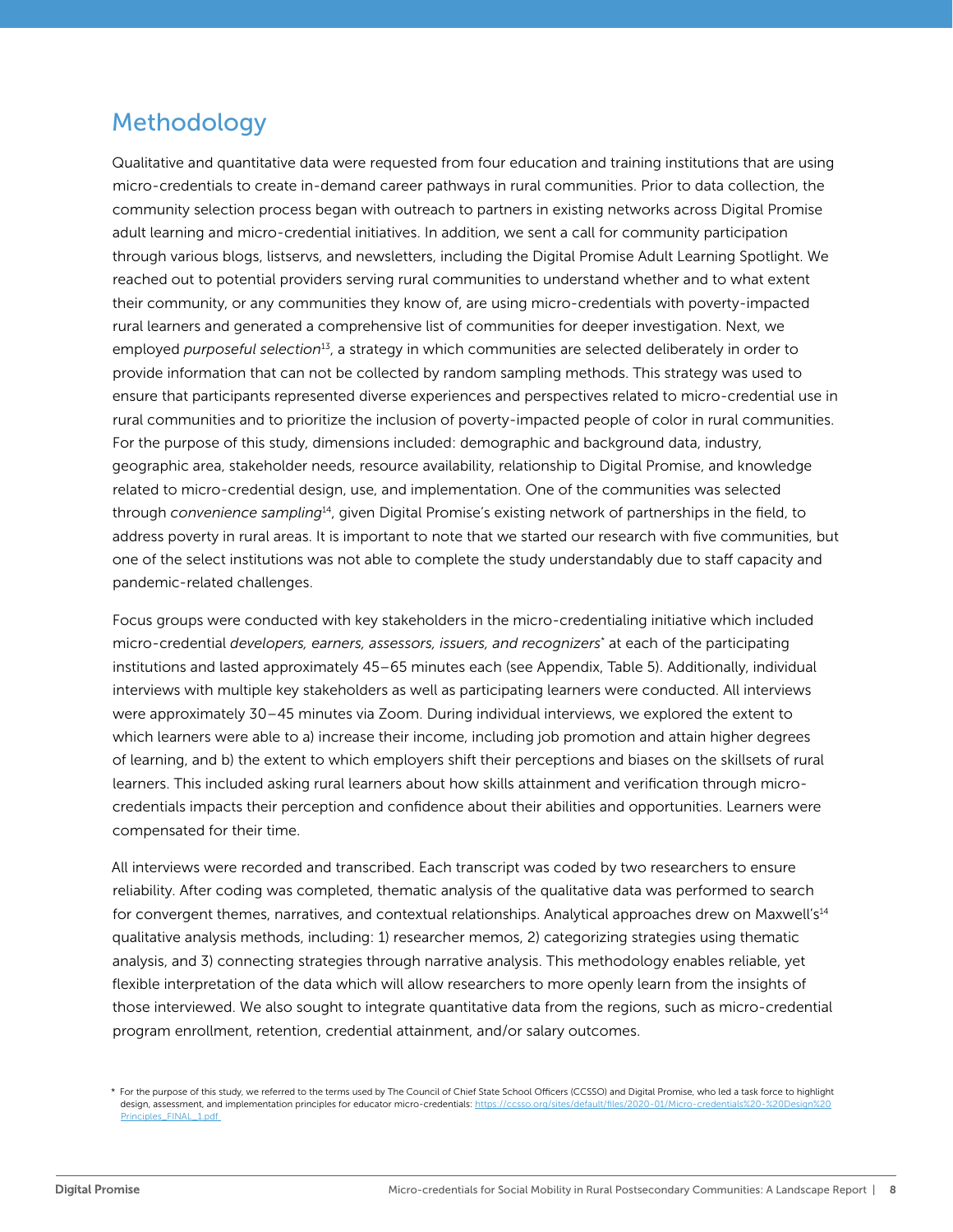## Methodology

Qualitative and quantitative data were requested from four education and training institutions that are using micro-credentials to create in-demand career pathways in rural communities. Prior to data collection, the community selection process began with outreach to partners in existing networks across Digital Promise adult learning and micro-credential initiatives. In addition, we sent a call for community participation through various blogs, listservs, and newsletters, including the Digital Promise Adult Learning Spotlight. We reached out to potential providers serving rural communities to understand whether and to what extent their community, or any communities they know of, are using micro-credentials with poverty-impacted rural learners and generated a comprehensive list of communities for deeper investigation. Next, we employed *purposeful selection*[13], a strategy in which communities are selected deliberately in order to provide information that can not be collected by random sampling methods. This strategy was used to ensure that participants represented diverse experiences and perspectives related to micro-credential use in rural communities and to prioritize the inclusion of poverty-impacted people of color in rural communities. For the purpose of this study, dimensions included: demographic and background data, industry, geographic area, stakeholder needs, resource availability, relationship to Digital Promise, and knowledge related to micro-credential design, use, and implementation. One of the communities was selected through *convenience sampling*[14], given Digital Promise's existing network of partnerships in the field, to address poverty in rural areas. It is important to note that we started our research with five communities, but one of the select institutions was not able to complete the study understandably due to staff capacity and pandemic-related challenges.

Focus groups were conducted with key stakeholders in the micro-credentialing initiative which included micro-credential *developers, earners, assessors, issuers, and recognizers*\* at each of the participating institutions and lasted approximately 45–65 minutes each (see Appendix, Table 5). Additionally, individual interviews with multiple key stakeholders as well as participating learners were conducted. All interviews were approximately 30–45 minutes via Zoom. During individual interviews, we explored the extent to which learners were able to a) increase their income, including job promotion and attain higher degrees of learning, and b) the extent to which employers shift their perceptions and biases on the skillsets of rural learners. This included asking rural learners about how skills attainment and verification through micro-credentials impacts their perception and confidence about their abilities and opportunities. Learners were compensated for their time.

All interviews were recorded and transcribed. Each transcript was coded by two researchers to ensure reliability. After coding was completed, thematic analysis of the qualitative data was performed to search for convergent themes, narratives, and contextual relationships. Analytical approaches drew on Maxwell's[14] qualitative analysis methods, including: 1) researcher memos, 2) categorizing strategies using thematic analysis, and 3) connecting strategies through narrative analysis. This methodology enables reliable, yet flexible interpretation of the data which will allow researchers to more openly learn from the insights of those interviewed. We also sought to integrate quantitative data from the regions, such as micro-credential program enrollment, retention, credential attainment, and/or salary outcomes.

\* For the purpose of this study, we referred to the terms used by The Council of Chief State School Officers (CCSSO) and Digital Promise, who led a task force to highlight design, assessment, and implementation principles for educator micro-credentials: https://ccsso.org/sites/default/files/2020-01/Micro-credentials%20-%20Design%20Principles_FINAL_1.pdf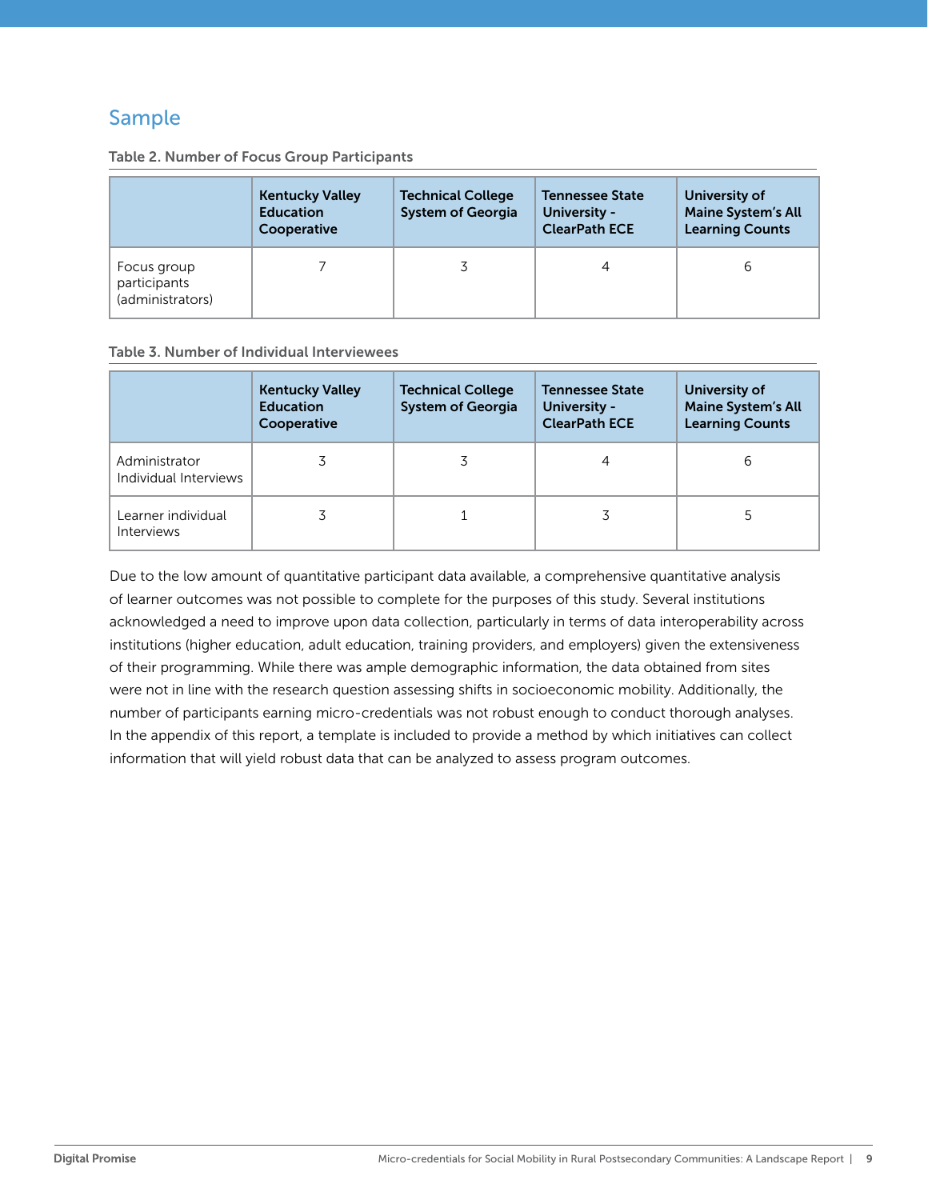## Sample

Table 2. Number of Focus Group Participants

| | Kentucky Valley Education Cooperative | Technical College System of Georgia | Tennessee State University - ClearPath ECE | University of Maine System's All Learning Counts |
|---|---|---|---|---|
| Focus group participants (administrators) | 7 | 3 | 4 | 6 |

Table 3. Number of Individual Interviewees

| | Kentucky Valley Education Cooperative | Technical College System of Georgia | Tennessee State University - ClearPath ECE | University of Maine System's All Learning Counts |
|---|---|---|---|---|
| Administrator Individual Interviews | 3 | 3 | 4 | 6 |
| Learner individual Interviews | 3 | 1 | 3 | 5 |

Due to the low amount of quantitative participant data available, a comprehensive quantitative analysis of learner outcomes was not possible to complete for the purposes of this study. Several institutions acknowledged a need to improve upon data collection, particularly in terms of data interoperability across institutions (higher education, adult education, training providers, and employers) given the extensiveness of their programming. While there was ample demographic information, the data obtained from sites were not in line with the research question assessing shifts in socioeconomic mobility. Additionally, the number of participants earning micro-credentials was not robust enough to conduct thorough analyses. In the appendix of this report, a template is included to provide a method by which initiatives can collect information that will yield robust data that can be analyzed to assess program outcomes.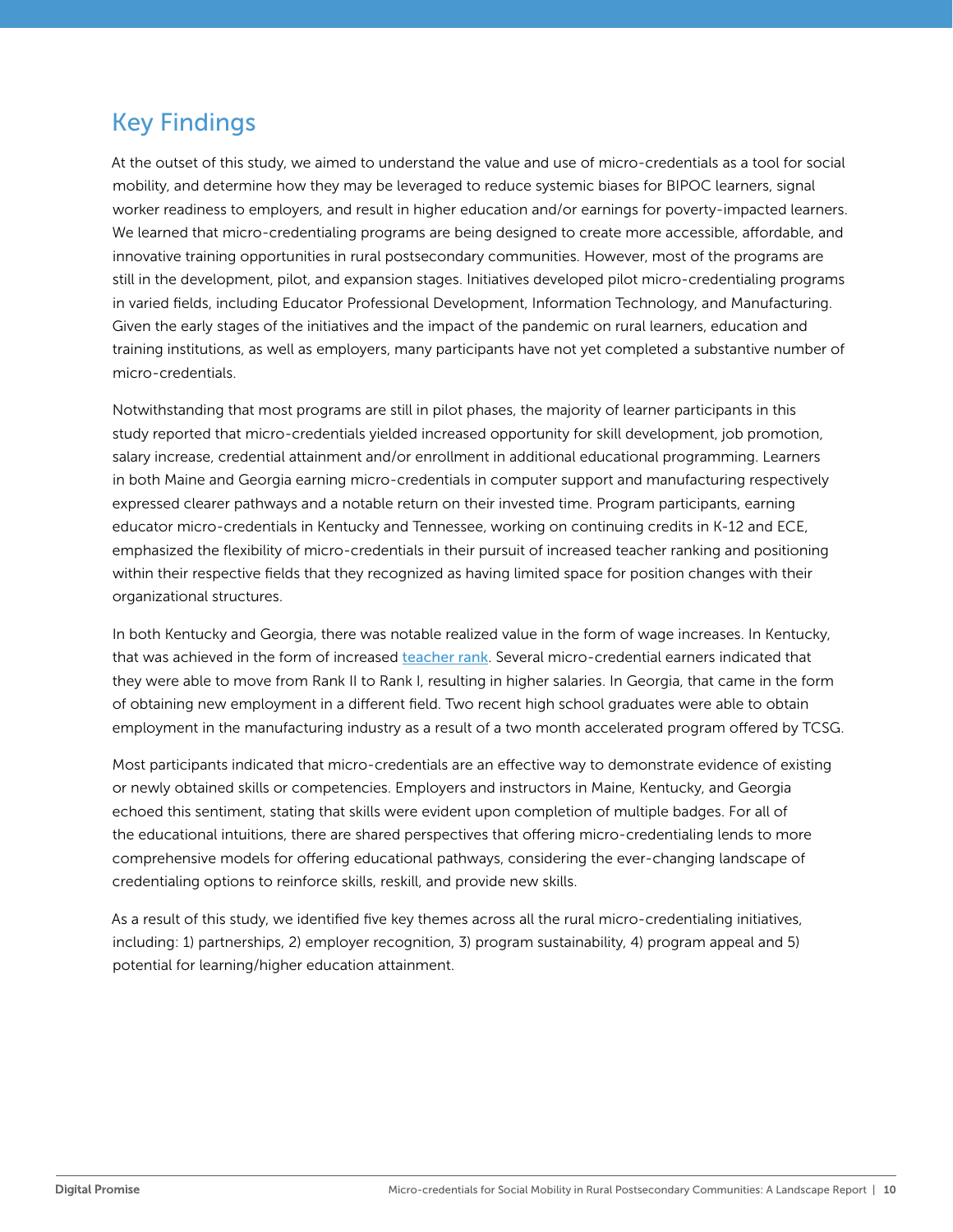## Key Findings

At the outset of this study, we aimed to understand the value and use of micro-credentials as a tool for social mobility, and determine how they may be leveraged to reduce systemic biases for BIPOC learners, signal worker readiness to employers, and result in higher education and/or earnings for poverty-impacted learners. We learned that micro-credentialing programs are being designed to create more accessible, affordable, and innovative training opportunities in rural postsecondary communities. However, most of the programs are still in the development, pilot, and expansion stages. Initiatives developed pilot micro-credentialing programs in varied fields, including Educator Professional Development, Information Technology, and Manufacturing. Given the early stages of the initiatives and the impact of the pandemic on rural learners, education and training institutions, as well as employers, many participants have not yet completed a substantive number of micro-credentials.

Notwithstanding that most programs are still in pilot phases, the majority of learner participants in this study reported that micro-credentials yielded increased opportunity for skill development, job promotion, salary increase, credential attainment and/or enrollment in additional educational programming. Learners in both Maine and Georgia earning micro-credentials in computer support and manufacturing respectively expressed clearer pathways and a notable return on their invested time. Program participants, earning educator micro-credentials in Kentucky and Tennessee, working on continuing credits in K-12 and ECE, emphasized the flexibility of micro-credentials in their pursuit of increased teacher ranking and positioning within their respective fields that they recognized as having limited space for position changes with their organizational structures.

In both Kentucky and Georgia, there was notable realized value in the form of wage increases. In Kentucky, that was achieved in the form of increased teacher rank. Several micro-credential earners indicated that they were able to move from Rank II to Rank I, resulting in higher salaries. In Georgia, that came in the form of obtaining new employment in a different field. Two recent high school graduates were able to obtain employment in the manufacturing industry as a result of a two month accelerated program offered by TCSG.

Most participants indicated that micro-credentials are an effective way to demonstrate evidence of existing or newly obtained skills or competencies. Employers and instructors in Maine, Kentucky, and Georgia echoed this sentiment, stating that skills were evident upon completion of multiple badges. For all of the educational intuitions, there are shared perspectives that offering micro-credentialing lends to more comprehensive models for offering educational pathways, considering the ever-changing landscape of credentialing options to reinforce skills, reskill, and provide new skills.

As a result of this study, we identified five key themes across all the rural micro-credentialing initiatives, including: 1) partnerships, 2) employer recognition, 3) program sustainability, 4) program appeal and 5) potential for learning/higher education attainment.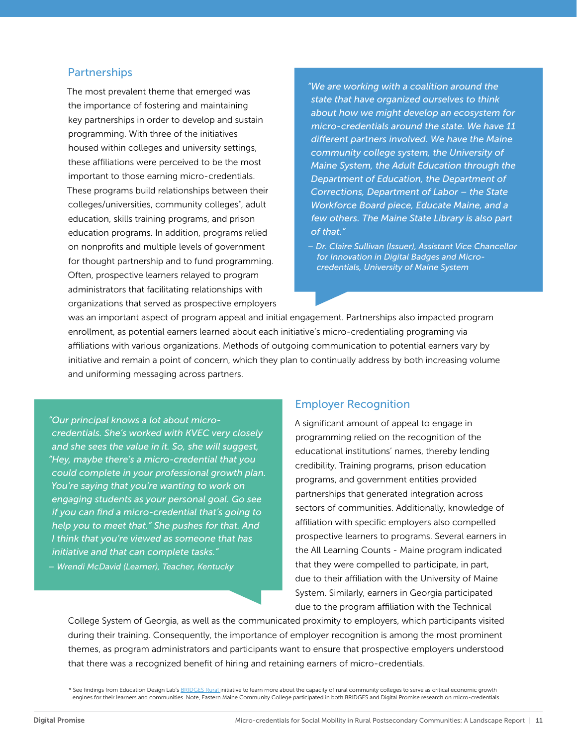## Partnerships

The most prevalent theme that emerged was the importance of fostering and maintaining key partnerships in order to develop and sustain programming. With three of the initiatives housed within colleges and university settings, these affiliations were perceived to be the most important to those earning micro-credentials. These programs build relationships between their colleges/universities, community colleges*, adult education, skills training programs, and prison education programs. In addition, programs relied on nonprofits and multiple levels of government for thought partnership and to fund programming. Often, prospective learners relayed to program administrators that facilitating relationships with organizations that served as prospective employers was an important aspect of program appeal and initial engagement. Partnerships also impacted program enrollment, as potential earners learned about each initiative's micro-credentialing programing via affiliations with various organizations. Methods of outgoing communication to potential earners vary by initiative and remain a point of concern, which they plan to continually address by both increasing volume and uniforming messaging across partners.

> *"We are working with a coalition around the state that have organized ourselves to think about how we might develop an ecosystem for micro-credentials around the state. We have 11 different partners involved. We have the Maine community college system, the University of Maine System, the Adult Education through the Department of Education, the Department of Corrections, Department of Labor – the State Workforce Board piece, Educate Maine, and a few others. The Maine State Library is also part of that."*
>
> *– Dr. Claire Sullivan (Issuer), Assistant Vice Chancellor for Innovation in Digital Badges and Micro-credentials, University of Maine System*

## Employer Recognition

A significant amount of appeal to engage in programming relied on the recognition of the educational institutions' names, thereby lending credibility. Training programs, prison education programs, and government entities provided partnerships that generated integration across sectors of communities. Additionally, knowledge of affiliation with specific employers also compelled prospective learners to programs. Several earners in the All Learning Counts - Maine program indicated that they were compelled to participate, in part, due to their affiliation with the University of Maine System. Similarly, earners in Georgia participated due to the program affiliation with the Technical College System of Georgia, as well as the communicated proximity to employers, which participants visited during their training. Consequently, the importance of employer recognition is among the most prominent themes, as program administrators and participants want to ensure that prospective employers understood that there was a recognized benefit of hiring and retaining earners of micro-credentials.

> *"Our principal knows a lot about micro-credentials. She's worked with KVEC very closely and she sees the value in it. So, she will suggest, "Hey, maybe there's a micro-credential that you could complete in your professional growth plan. You're saying that you're wanting to work on engaging students as your personal goal. Go see if you can find a micro-credential that's going to help you to meet that." She pushes for that. And I think that you're viewed as someone that has initiative and that can complete tasks."*
>
> *– Wrendi McDavid (Learner), Teacher, Kentucky*

\* See findings from Education Design Lab's BRIDGES Rural initiative to learn more about the capacity of rural community colleges to serve as critical economic growth engines for their learners and communities. Note, Eastern Maine Community College participated in both BRIDGES and Digital Promise research on micro-credentials.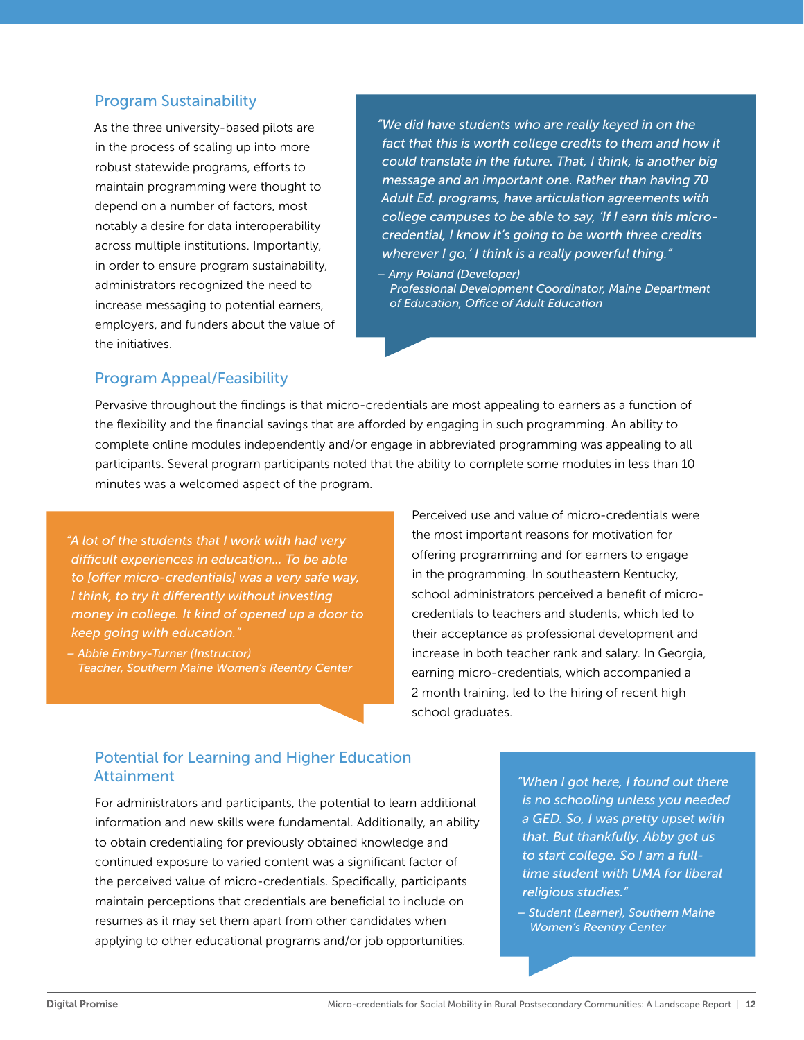## Program Sustainability

As the three university-based pilots are in the process of scaling up into more robust statewide programs, efforts to maintain programming were thought to depend on a number of factors, most notably a desire for data interoperability across multiple institutions. Importantly, in order to ensure program sustainability, administrators recognized the need to increase messaging to potential earners, employers, and funders about the value of the initiatives.

> *"We did have students who are really keyed in on the fact that this is worth college credits to them and how it could translate in the future. That, I think, is another big message and an important one. Rather than having 70 Adult Ed. programs, have articulation agreements with college campuses to be able to say, 'If I earn this micro-credential, I know it's going to be worth three credits wherever I go,' I think is a really powerful thing."*
>
> *– Amy Poland (Developer)*
> *Professional Development Coordinator, Maine Department of Education, Office of Adult Education*

## Program Appeal/Feasibility

Pervasive throughout the findings is that micro-credentials are most appealing to earners as a function of the flexibility and the financial savings that are afforded by engaging in such programming. An ability to complete online modules independently and/or engage in abbreviated programming was appealing to all participants. Several program participants noted that the ability to complete some modules in less than 10 minutes was a welcomed aspect of the program.

> *"A lot of the students that I work with had very difficult experiences in education... To be able to [offer micro-credentials] was a very safe way, I think, to try it differently without investing money in college. It kind of opened up a door to keep going with education."*
>
> *– Abbie Embry-Turner (Instructor)*
> *Teacher, Southern Maine Women's Reentry Center*

Perceived use and value of micro-credentials were the most important reasons for motivation for offering programming and for earners to engage in the programming. In southeastern Kentucky, school administrators perceived a benefit of micro-credentials to teachers and students, which led to their acceptance as professional development and increase in both teacher rank and salary. In Georgia, earning micro-credentials, which accompanied a 2 month training, led to the hiring of recent high school graduates.

## Potential for Learning and Higher Education Attainment

For administrators and participants, the potential to learn additional information and new skills were fundamental. Additionally, an ability to obtain credentialing for previously obtained knowledge and continued exposure to varied content was a significant factor of the perceived value of micro-credentials. Specifically, participants maintain perceptions that credentials are beneficial to include on resumes as it may set them apart from other candidates when applying to other educational programs and/or job opportunities.

> *"When I got here, I found out there is no schooling unless you needed a GED. So, I was pretty upset with that. But thankfully, Abby got us to start college. So I am a full-time student with UMA for liberal religious studies."*
>
> *– Student (Learner), Southern Maine Women's Reentry Center*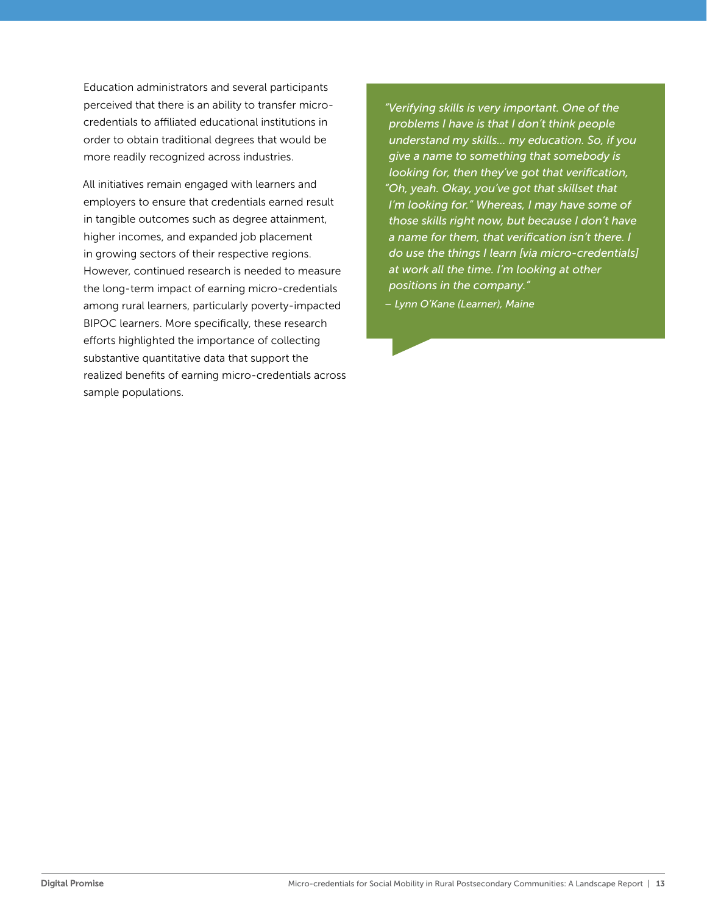Education administrators and several participants perceived that there is an ability to transfer micro-credentials to affiliated educational institutions in order to obtain traditional degrees that would be more readily recognized across industries.

All initiatives remain engaged with learners and employers to ensure that credentials earned result in tangible outcomes such as degree attainment, higher incomes, and expanded job placement in growing sectors of their respective regions. However, continued research is needed to measure the long-term impact of earning micro-credentials among rural learners, particularly poverty-impacted BIPOC learners. More specifically, these research efforts highlighted the importance of collecting substantive quantitative data that support the realized benefits of earning micro-credentials across sample populations.

> *"Verifying skills is very important. One of the problems I have is that I don't think people understand my skills... my education. So, if you give a name to something that somebody is looking for, then they've got that verification, "Oh, yeah. Okay, you've got that skillset that I'm looking for." Whereas, I may have some of those skills right now, but because I don't have a name for them, that verification isn't there. I do use the things I learn [via micro-credentials] at work all the time. I'm looking at other positions in the company."*
>
> *– Lynn O'Kane (Learner), Maine*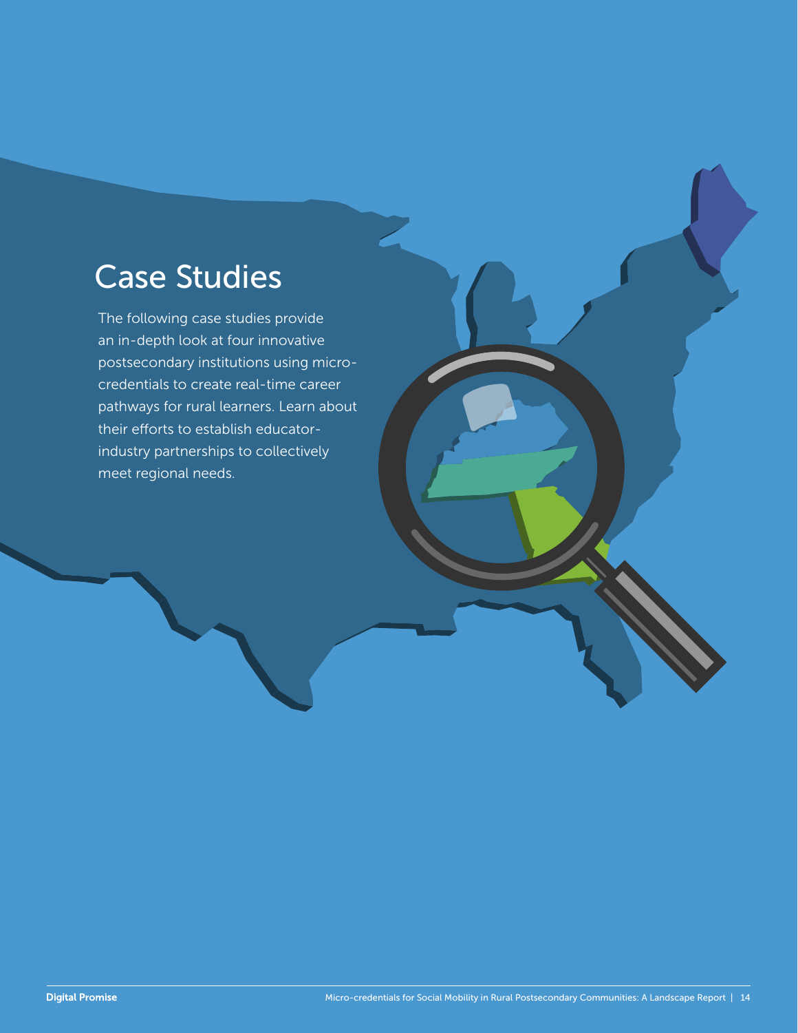# Case Studies

The following case studies provide an in-depth look at four innovative postsecondary institutions using micro-credentials to create real-time career pathways for rural learners. Learn about their efforts to establish educator-industry partnerships to collectively meet regional needs.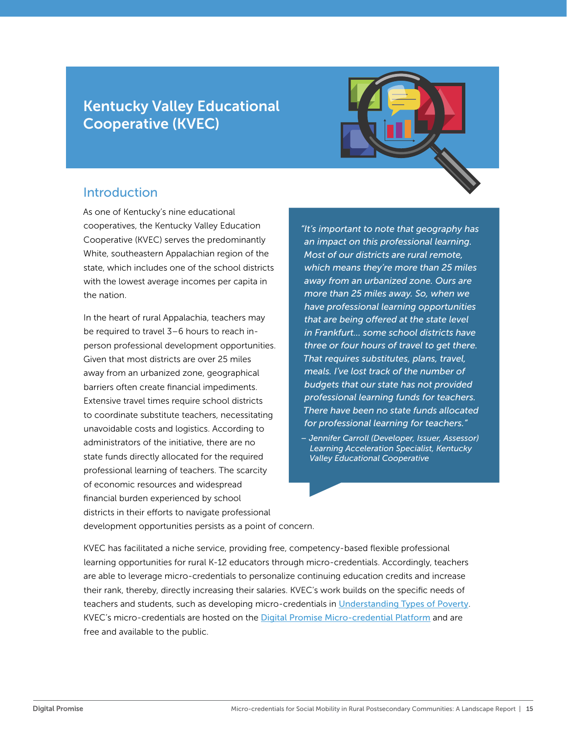# Kentucky Valley Educational Cooperative (KVEC)

## Introduction

As one of Kentucky's nine educational cooperatives, the Kentucky Valley Education Cooperative (KVEC) serves the predominantly White, southeastern Appalachian region of the state, which includes one of the school districts with the lowest average incomes per capita in the nation.

In the heart of rural Appalachia, teachers may be required to travel 3–6 hours to reach in-person professional development opportunities. Given that most districts are over 25 miles away from an urbanized zone, geographical barriers often create financial impediments. Extensive travel times require school districts to coordinate substitute teachers, necessitating unavoidable costs and logistics. According to administrators of the initiative, there are no state funds directly allocated for the required professional learning of teachers. The scarcity of economic resources and widespread financial burden experienced by school districts in their efforts to navigate professional development opportunities persists as a point of concern.

> *"It's important to note that geography has an impact on this professional learning. Most of our districts are rural remote, which means they're more than 25 miles away from an urbanized zone. Ours are more than 25 miles away. So, when we have professional learning opportunities that are being offered at the state level in Frankfurt... some school districts have three or four hours of travel to get there. That requires substitutes, plans, travel, meals. I've lost track of the number of budgets that our state has not provided professional learning funds for teachers. There have been no state funds allocated for professional learning for teachers."*
>
> *– Jennifer Carroll (Developer, Issuer, Assessor) Learning Acceleration Specialist, Kentucky Valley Educational Cooperative*

KVEC has facilitated a niche service, providing free, competency-based flexible professional learning opportunities for rural K-12 educators through micro-credentials. Accordingly, teachers are able to leverage micro-credentials to personalize continuing education credits and increase their rank, thereby, directly increasing their salaries. KVEC's work builds on the specific needs of teachers and students, such as developing micro-credentials in Understanding Types of Poverty. KVEC's micro-credentials are hosted on the Digital Promise Micro-credential Platform and are free and available to the public.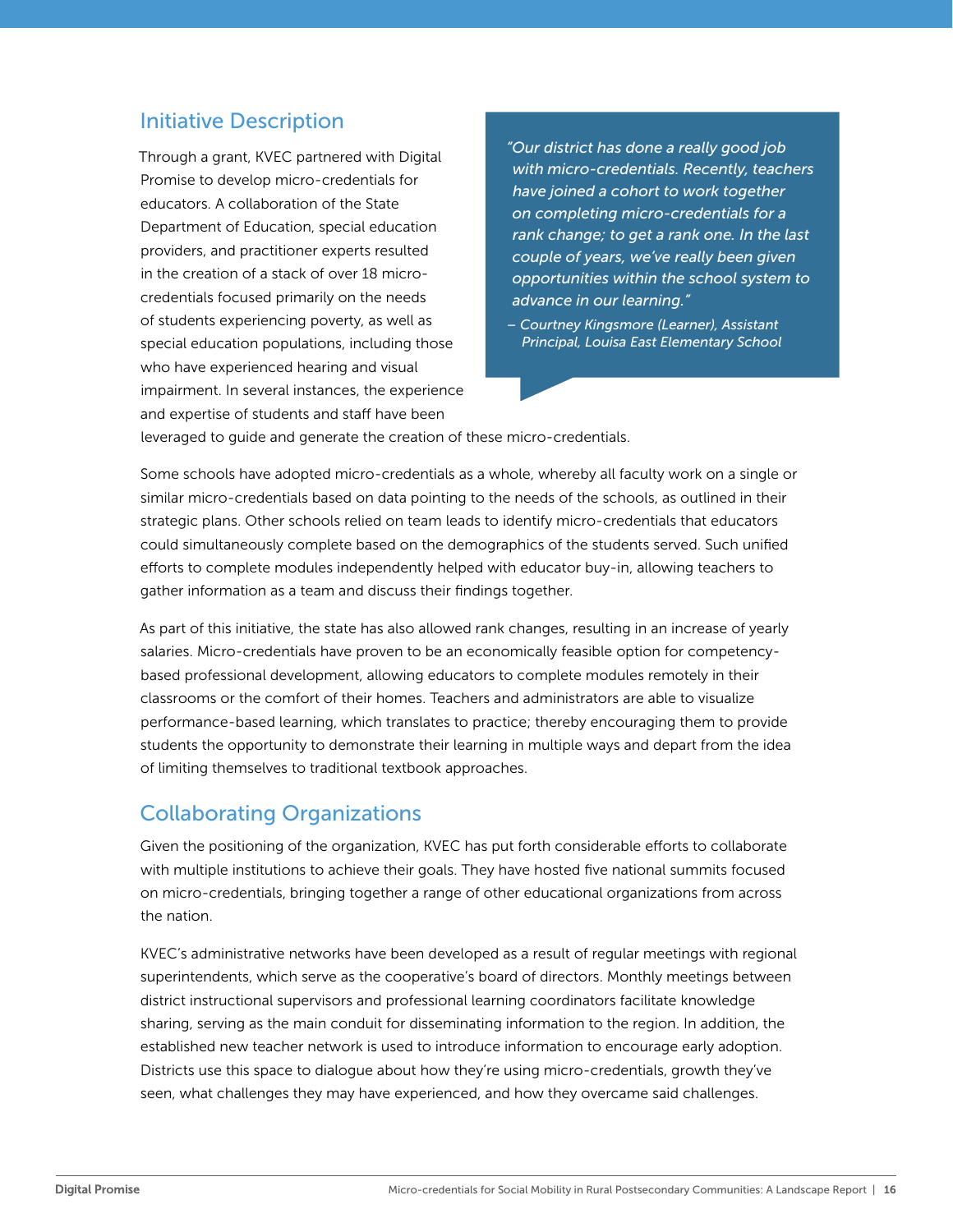## Initiative Description

Through a grant, KVEC partnered with Digital Promise to develop micro-credentials for educators. A collaboration of the State Department of Education, special education providers, and practitioner experts resulted in the creation of a stack of over 18 micro-credentials focused primarily on the needs of students experiencing poverty, as well as special education populations, including those who have experienced hearing and visual impairment. In several instances, the experience and expertise of students and staff have been leveraged to guide and generate the creation of these micro-credentials.

> *"Our district has done a really good job with micro-credentials. Recently, teachers have joined a cohort to work together on completing micro-credentials for a rank change; to get a rank one. In the last couple of years, we've really been given opportunities within the school system to advance in our learning."*
>
> *– Courtney Kingsmore (Learner), Assistant Principal, Louisa East Elementary School*

Some schools have adopted micro-credentials as a whole, whereby all faculty work on a single or similar micro-credentials based on data pointing to the needs of the schools, as outlined in their strategic plans. Other schools relied on team leads to identify micro-credentials that educators could simultaneously complete based on the demographics of the students served. Such unified efforts to complete modules independently helped with educator buy-in, allowing teachers to gather information as a team and discuss their findings together.

As part of this initiative, the state has also allowed rank changes, resulting in an increase of yearly salaries. Micro-credentials have proven to be an economically feasible option for competency-based professional development, allowing educators to complete modules remotely in their classrooms or the comfort of their homes. Teachers and administrators are able to visualize performance-based learning, which translates to practice; thereby encouraging them to provide students the opportunity to demonstrate their learning in multiple ways and depart from the idea of limiting themselves to traditional textbook approaches.

## Collaborating Organizations

Given the positioning of the organization, KVEC has put forth considerable efforts to collaborate with multiple institutions to achieve their goals. They have hosted five national summits focused on micro-credentials, bringing together a range of other educational organizations from across the nation.

KVEC's administrative networks have been developed as a result of regular meetings with regional superintendents, which serve as the cooperative's board of directors. Monthly meetings between district instructional supervisors and professional learning coordinators facilitate knowledge sharing, serving as the main conduit for disseminating information to the region. In addition, the established new teacher network is used to introduce information to encourage early adoption. Districts use this space to dialogue about how they're using micro-credentials, growth they've seen, what challenges they may have experienced, and how they overcame said challenges.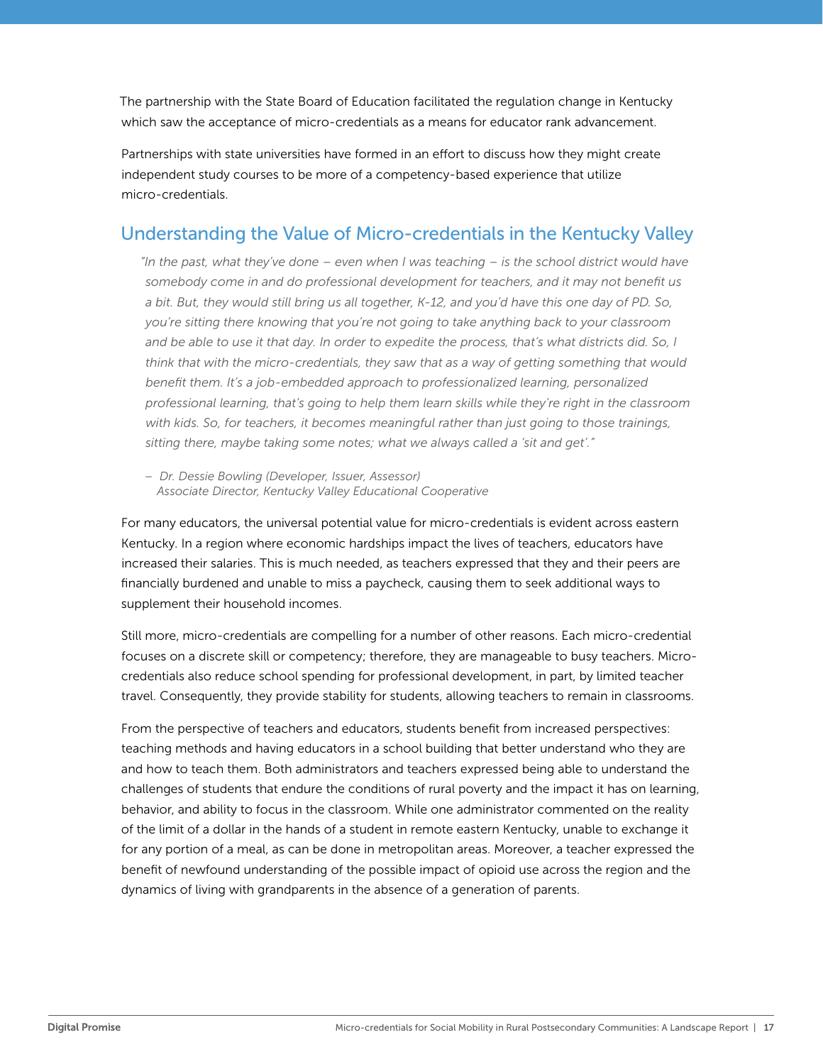The partnership with the State Board of Education facilitated the regulation change in Kentucky which saw the acceptance of micro-credentials as a means for educator rank advancement.

Partnerships with state universities have formed in an effort to discuss how they might create independent study courses to be more of a competency-based experience that utilize micro-credentials.

## Understanding the Value of Micro-credentials in the Kentucky Valley

> *"In the past, what they've done – even when I was teaching – is the school district would have somebody come in and do professional development for teachers, and it may not benefit us a bit. But, they would still bring us all together, K-12, and you'd have this one day of PD. So, you're sitting there knowing that you're not going to take anything back to your classroom and be able to use it that day. In order to expedite the process, that's what districts did. So, I think that with the micro-credentials, they saw that as a way of getting something that would benefit them. It's a job-embedded approach to professionalized learning, personalized professional learning, that's going to help them learn skills while they're right in the classroom with kids. So, for teachers, it becomes meaningful rather than just going to those trainings, sitting there, maybe taking some notes; what we always called a 'sit and get'."*
>
> *– Dr. Dessie Bowling (Developer, Issuer, Assessor)*
> *Associate Director, Kentucky Valley Educational Cooperative*

For many educators, the universal potential value for micro-credentials is evident across eastern Kentucky. In a region where economic hardships impact the lives of teachers, educators have increased their salaries. This is much needed, as teachers expressed that they and their peers are financially burdened and unable to miss a paycheck, causing them to seek additional ways to supplement their household incomes.

Still more, micro-credentials are compelling for a number of other reasons. Each micro-credential focuses on a discrete skill or competency; therefore, they are manageable to busy teachers. Micro-credentials also reduce school spending for professional development, in part, by limited teacher travel. Consequently, they provide stability for students, allowing teachers to remain in classrooms.

From the perspective of teachers and educators, students benefit from increased perspectives: teaching methods and having educators in a school building that better understand who they are and how to teach them. Both administrators and teachers expressed being able to understand the challenges of students that endure the conditions of rural poverty and the impact it has on learning, behavior, and ability to focus in the classroom. While one administrator commented on the reality of the limit of a dollar in the hands of a student in remote eastern Kentucky, unable to exchange it for any portion of a meal, as can be done in metropolitan areas. Moreover, a teacher expressed the benefit of newfound understanding of the possible impact of opioid use across the region and the dynamics of living with grandparents in the absence of a generation of parents.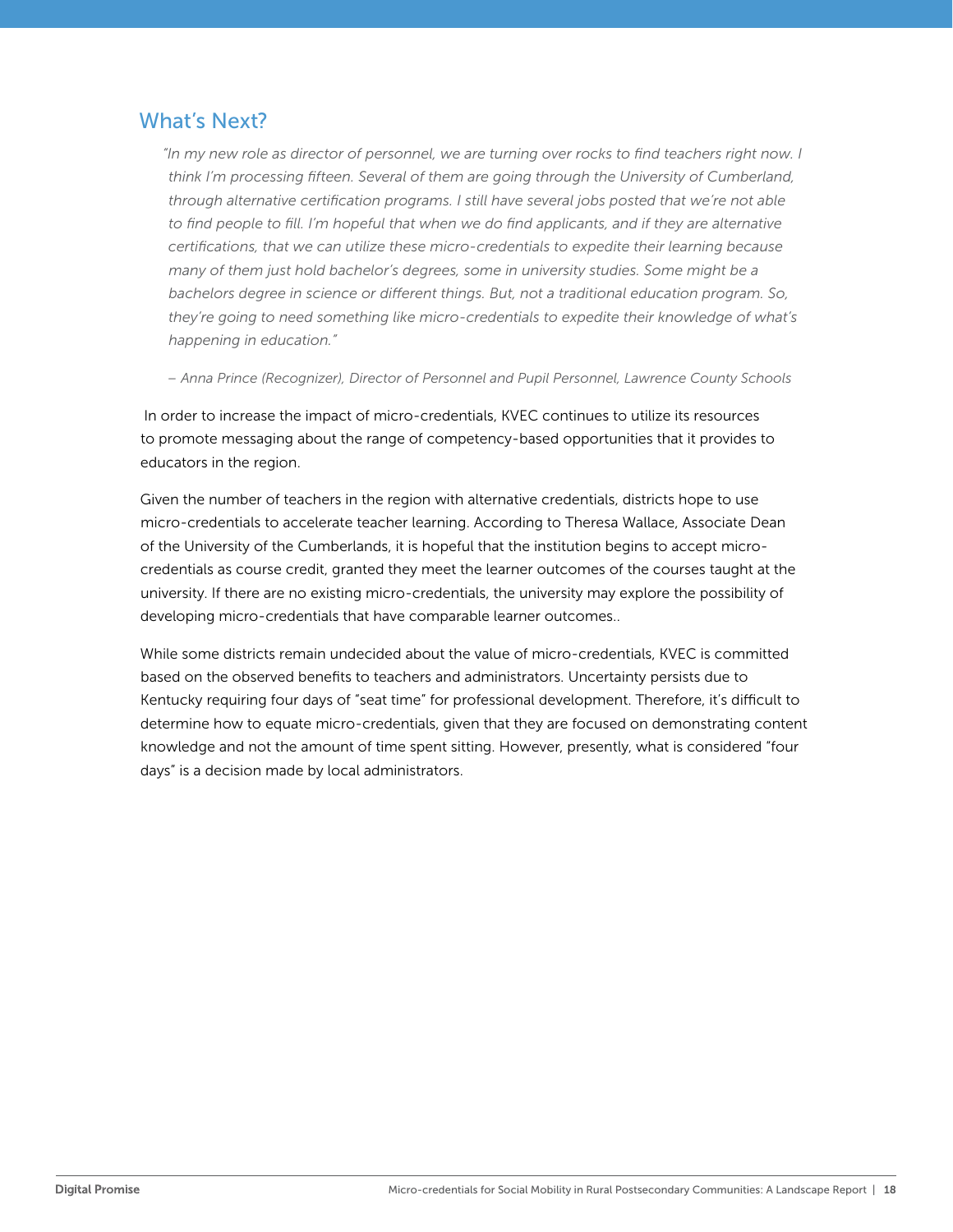## What's Next?

> *"In my new role as director of personnel, we are turning over rocks to find teachers right now. I think I'm processing fifteen. Several of them are going through the University of Cumberland, through alternative certification programs. I still have several jobs posted that we're not able to find people to fill. I'm hopeful that when we do find applicants, and if they are alternative certifications, that we can utilize these micro-credentials to expedite their learning because many of them just hold bachelor's degrees, some in university studies. Some might be a bachelors degree in science or different things. But, not a traditional education program. So, they're going to need something like micro-credentials to expedite their knowledge of what's happening in education."*
>
> *– Anna Prince (Recognizer), Director of Personnel and Pupil Personnel, Lawrence County Schools*

In order to increase the impact of micro-credentials, KVEC continues to utilize its resources to promote messaging about the range of competency-based opportunities that it provides to educators in the region.

Given the number of teachers in the region with alternative credentials, districts hope to use micro-credentials to accelerate teacher learning. According to Theresa Wallace, Associate Dean of the University of the Cumberlands, it is hopeful that the institution begins to accept micro-credentials as course credit, granted they meet the learner outcomes of the courses taught at the university. If there are no existing micro-credentials, the university may explore the possibility of developing micro-credentials that have comparable learner outcomes..

While some districts remain undecided about the value of micro-credentials, KVEC is committed based on the observed benefits to teachers and administrators. Uncertainty persists due to Kentucky requiring four days of "seat time" for professional development. Therefore, it's difficult to determine how to equate micro-credentials, given that they are focused on demonstrating content knowledge and not the amount of time spent sitting. However, presently, what is considered "four days" is a decision made by local administrators.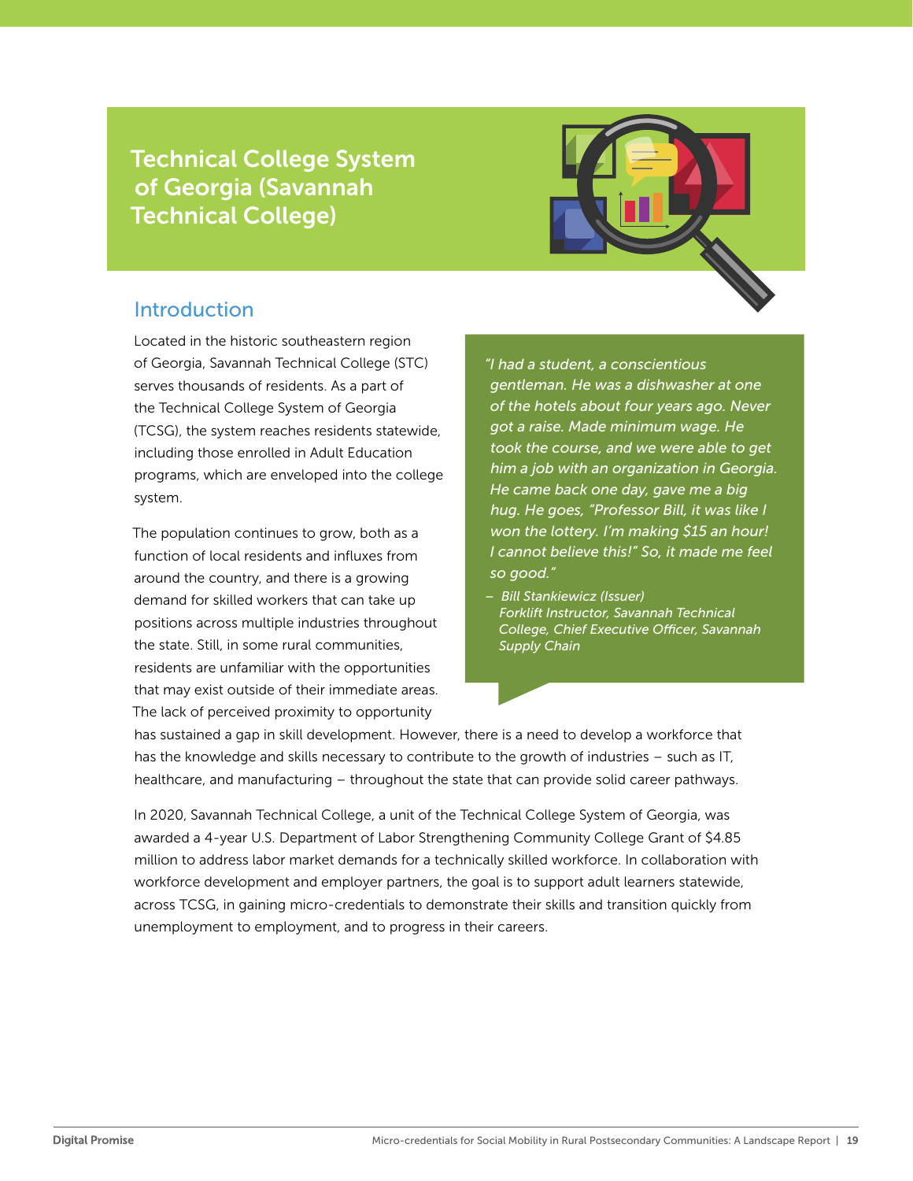## Technical College System of Georgia (Savannah Technical College)

### Introduction

Located in the historic southeastern region of Georgia, Savannah Technical College (STC) serves thousands of residents. As a part of the Technical College System of Georgia (TCSG), the system reaches residents statewide, including those enrolled in Adult Education programs, which are enveloped into the college system.

The population continues to grow, both as a function of local residents and influxes from around the country, and there is a growing demand for skilled workers that can take up positions across multiple industries throughout the state. Still, in some rural communities, residents are unfamiliar with the opportunities that may exist outside of their immediate areas. The lack of perceived proximity to opportunity has sustained a gap in skill development. However, there is a need to develop a workforce that has the knowledge and skills necessary to contribute to the growth of industries – such as IT, healthcare, and manufacturing – throughout the state that can provide solid career pathways.

> *"I had a student, a conscientious gentleman. He was a dishwasher at one of the hotels about four years ago. Never got a raise. Made minimum wage. He took the course, and we were able to get him a job with an organization in Georgia. He came back one day, gave me a big hug. He goes, "Professor Bill, it was like I won the lottery. I'm making $15 an hour! I cannot believe this!" So, it made me feel so good."*
>
> *– Bill Stankiewicz (Issuer) Forklift Instructor, Savannah Technical College, Chief Executive Officer, Savannah Supply Chain*

In 2020, Savannah Technical College, a unit of the Technical College System of Georgia, was awarded a 4-year U.S. Department of Labor Strengthening Community College Grant of $4.85 million to address labor market demands for a technically skilled workforce. In collaboration with workforce development and employer partners, the goal is to support adult learners statewide, across TCSG, in gaining micro-credentials to demonstrate their skills and transition quickly from unemployment to employment, and to progress in their careers.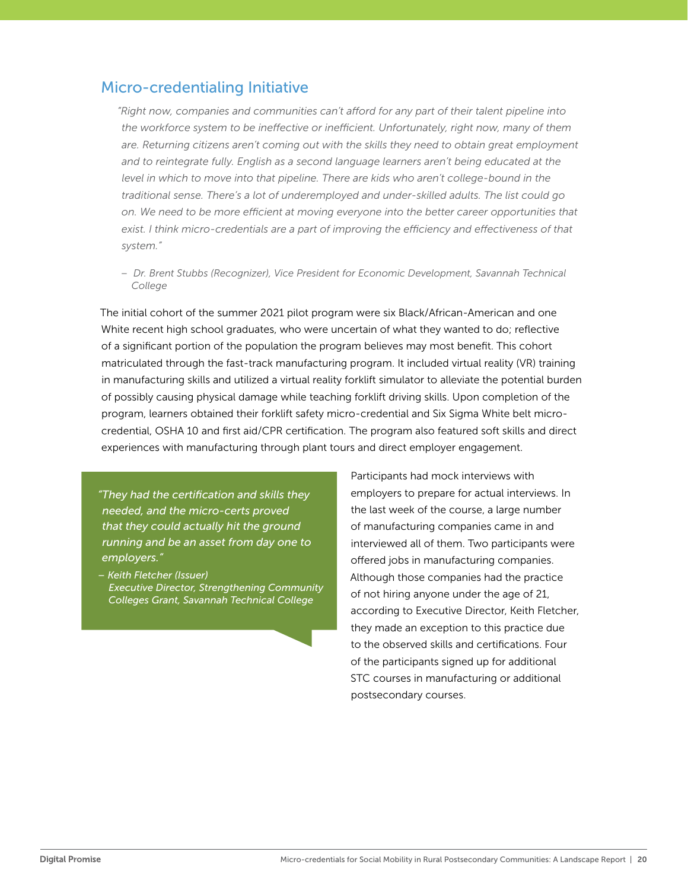## Micro-credentialing Initiative

> *"Right now, companies and communities can't afford for any part of their talent pipeline into the workforce system to be ineffective or inefficient. Unfortunately, right now, many of them are. Returning citizens aren't coming out with the skills they need to obtain great employment and to reintegrate fully. English as a second language learners aren't being educated at the level in which to move into that pipeline. There are kids who aren't college-bound in the traditional sense. There's a lot of underemployed and under-skilled adults. The list could go on. We need to be more efficient at moving everyone into the better career opportunities that exist. I think micro-credentials are a part of improving the efficiency and effectiveness of that system."*
>
> *– Dr. Brent Stubbs (Recognizer), Vice President for Economic Development, Savannah Technical College*

The initial cohort of the summer 2021 pilot program were six Black/African-American and one White recent high school graduates, who were uncertain of what they wanted to do; reflective of a significant portion of the population the program believes may most benefit. This cohort matriculated through the fast-track manufacturing program. It included virtual reality (VR) training in manufacturing skills and utilized a virtual reality forklift simulator to alleviate the potential burden of possibly causing physical damage while teaching forklift driving skills. Upon completion of the program, learners obtained their forklift safety micro-credential and Six Sigma White belt micro-credential, OSHA 10 and first aid/CPR certification. The program also featured soft skills and direct experiences with manufacturing through plant tours and direct employer engagement.

> *"They had the certification and skills they needed, and the micro-certs proved that they could actually hit the ground running and be an asset from day one to employers."*
>
> *– Keith Fletcher (Issuer) Executive Director, Strengthening Community Colleges Grant, Savannah Technical College*

Participants had mock interviews with employers to prepare for actual interviews. In the last week of the course, a large number of manufacturing companies came in and interviewed all of them. Two participants were offered jobs in manufacturing companies. Although those companies had the practice of not hiring anyone under the age of 21, according to Executive Director, Keith Fletcher, they made an exception to this practice due to the observed skills and certifications. Four of the participants signed up for additional STC courses in manufacturing or additional postsecondary courses.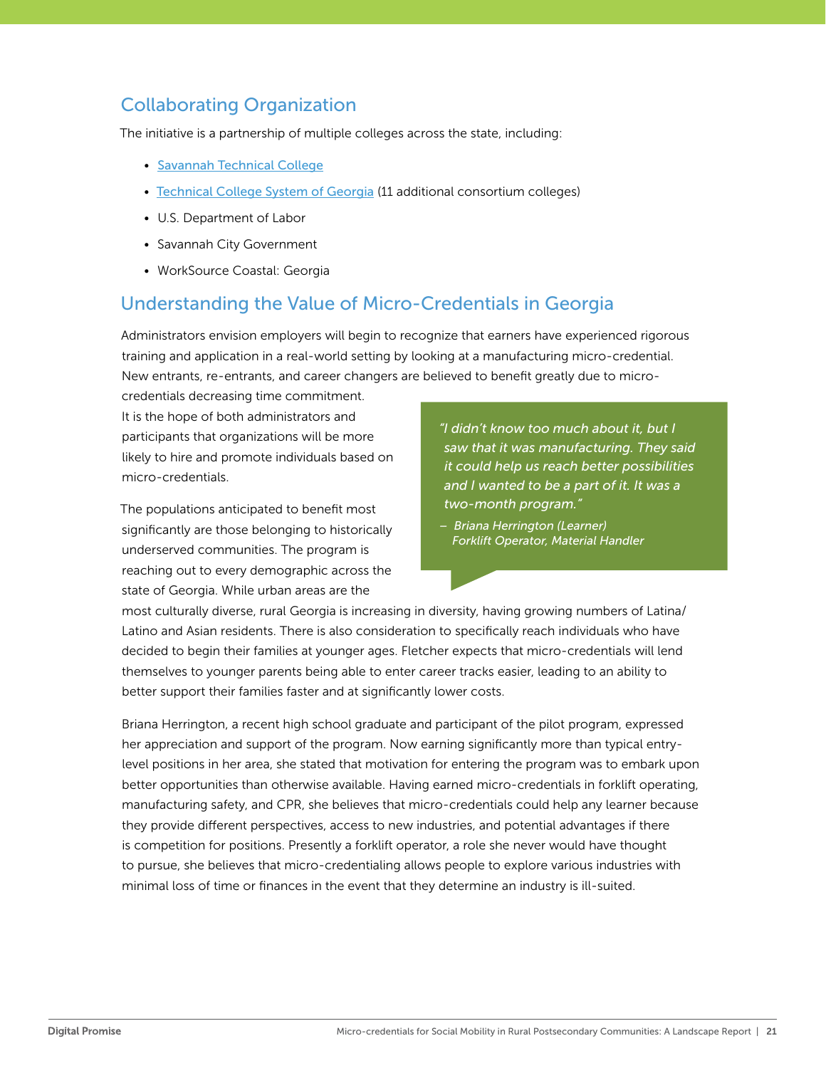## Collaborating Organization

The initiative is a partnership of multiple colleges across the state, including:

- Savannah Technical College
- Technical College System of Georgia (11 additional consortium colleges)
- U.S. Department of Labor
- Savannah City Government
- WorkSource Coastal: Georgia

## Understanding the Value of Micro-Credentials in Georgia

Administrators envision employers will begin to recognize that earners have experienced rigorous training and application in a real-world setting by looking at a manufacturing micro-credential. New entrants, re-entrants, and career changers are believed to benefit greatly due to micro-credentials decreasing time commitment. It is the hope of both administrators and participants that organizations will be more likely to hire and promote individuals based on micro-credentials.

> *"I didn't know too much about it, but I saw that it was manufacturing. They said it could help us reach better possibilities and I wanted to be a part of it. It was a two-month program."*
>
> *– Briana Herrington (Learner) Forklift Operator, Material Handler*

The populations anticipated to benefit most significantly are those belonging to historically underserved communities. The program is reaching out to every demographic across the state of Georgia. While urban areas are the most culturally diverse, rural Georgia is increasing in diversity, having growing numbers of Latina/Latino and Asian residents. There is also consideration to specifically reach individuals who have decided to begin their families at younger ages. Fletcher expects that micro-credentials will lend themselves to younger parents being able to enter career tracks easier, leading to an ability to better support their families faster and at significantly lower costs.

Briana Herrington, a recent high school graduate and participant of the pilot program, expressed her appreciation and support of the program. Now earning significantly more than typical entry-level positions in her area, she stated that motivation for entering the program was to embark upon better opportunities than otherwise available. Having earned micro-credentials in forklift operating, manufacturing safety, and CPR, she believes that micro-credentials could help any learner because they provide different perspectives, access to new industries, and potential advantages if there is competition for positions. Presently a forklift operator, a role she never would have thought to pursue, she believes that micro-credentialing allows people to explore various industries with minimal loss of time or finances in the event that they determine an industry is ill-suited.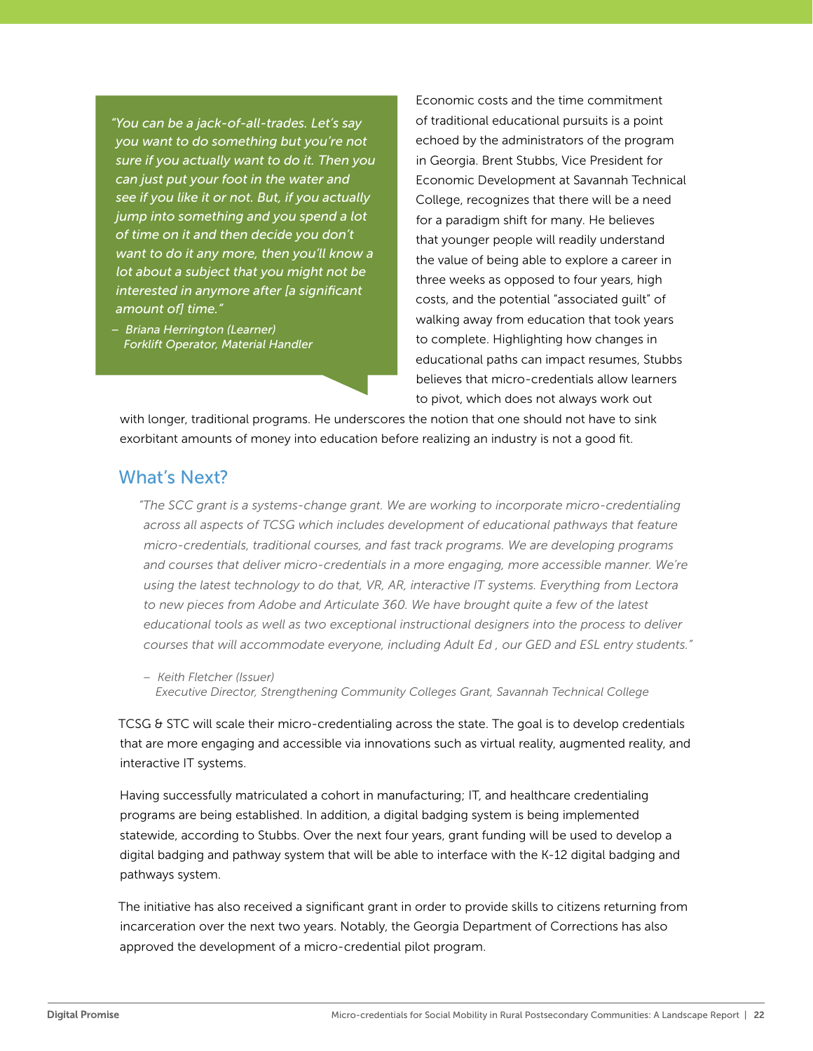> *"You can be a jack-of-all-trades. Let's say you want to do something but you're not sure if you actually want to do it. Then you can just put your foot in the water and see if you like it or not. But, if you actually jump into something and you spend a lot of time on it and then decide you don't want to do it any more, then you'll know a lot about a subject that you might not be interested in anymore after [a significant amount of] time."*
>
> *– Briana Herrington (Learner)*
> *Forklift Operator, Material Handler*

Economic costs and the time commitment of traditional educational pursuits is a point echoed by the administrators of the program in Georgia. Brent Stubbs, Vice President for Economic Development at Savannah Technical College, recognizes that there will be a need for a paradigm shift for many. He believes that younger people will readily understand the value of being able to explore a career in three weeks as opposed to four years, high costs, and the potential "associated guilt" of walking away from education that took years to complete. Highlighting how changes in educational paths can impact resumes, Stubbs believes that micro-credentials allow learners to pivot, which does not always work out with longer, traditional programs. He underscores the notion that one should not have to sink exorbitant amounts of money into education before realizing an industry is not a good fit.

## What's Next?

> *"The SCC grant is a systems-change grant. We are working to incorporate micro-credentialing across all aspects of TCSG which includes development of educational pathways that feature micro-credentials, traditional courses, and fast track programs. We are developing programs and courses that deliver micro-credentials in a more engaging, more accessible manner. We're using the latest technology to do that, VR, AR, interactive IT systems. Everything from Lectora to new pieces from Adobe and Articulate 360. We have brought quite a few of the latest educational tools as well as two exceptional instructional designers into the process to deliver courses that will accommodate everyone, including Adult Ed , our GED and ESL entry students."*
>
> *– Keith Fletcher (Issuer)*
> *Executive Director, Strengthening Community Colleges Grant, Savannah Technical College*

TCSG & STC will scale their micro-credentialing across the state. The goal is to develop credentials that are more engaging and accessible via innovations such as virtual reality, augmented reality, and interactive IT systems.

Having successfully matriculated a cohort in manufacturing; IT, and healthcare credentialing programs are being established. In addition, a digital badging system is being implemented statewide, according to Stubbs. Over the next four years, grant funding will be used to develop a digital badging and pathway system that will be able to interface with the K-12 digital badging and pathways system.

The initiative has also received a significant grant in order to provide skills to citizens returning from incarceration over the next two years. Notably, the Georgia Department of Corrections has also approved the development of a micro-credential pilot program.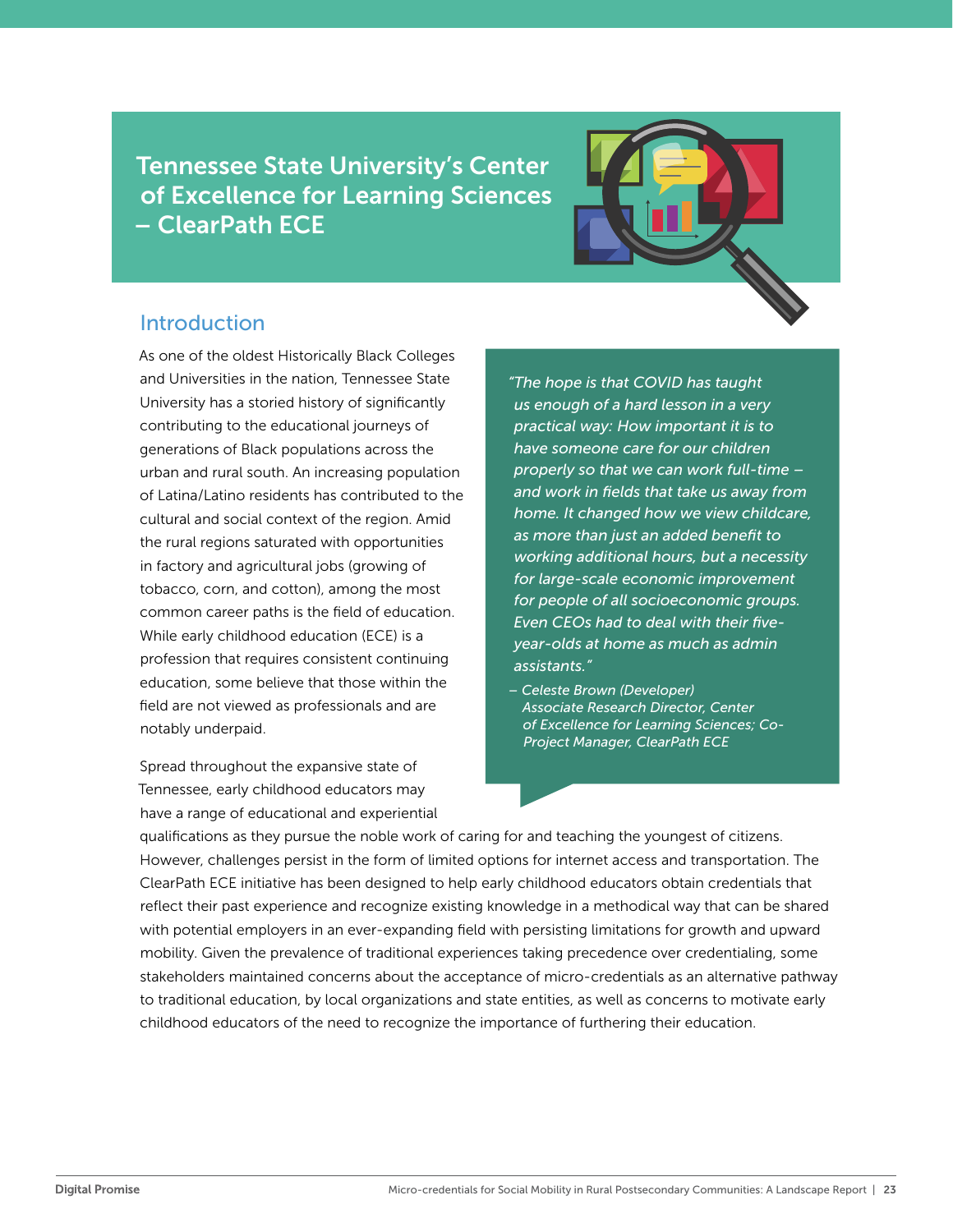# Tennessee State University's Center of Excellence for Learning Sciences – ClearPath ECE

## Introduction

As one of the oldest Historically Black Colleges and Universities in the nation, Tennessee State University has a storied history of significantly contributing to the educational journeys of generations of Black populations across the urban and rural south. An increasing population of Latina/Latino residents has contributed to the cultural and social context of the region. Amid the rural regions saturated with opportunities in factory and agricultural jobs (growing of tobacco, corn, and cotton), among the most common career paths is the field of education. While early childhood education (ECE) is a profession that requires consistent continuing education, some believe that those within the field are not viewed as professionals and are notably underpaid.

> *"The hope is that COVID has taught us enough of a hard lesson in a very practical way: How important it is to have someone care for our children properly so that we can work full-time – and work in fields that take us away from home. It changed how we view childcare, as more than just an added benefit to working additional hours, but a necessity for large-scale economic improvement for people of all socioeconomic groups. Even CEOs had to deal with their five-year-olds at home as much as admin assistants."*
>
> *– Celeste Brown (Developer) Associate Research Director, Center of Excellence for Learning Sciences; Co-Project Manager, ClearPath ECE*

Spread throughout the expansive state of Tennessee, early childhood educators may have a range of educational and experiential qualifications as they pursue the noble work of caring for and teaching the youngest of citizens. However, challenges persist in the form of limited options for internet access and transportation. The ClearPath ECE initiative has been designed to help early childhood educators obtain credentials that reflect their past experience and recognize existing knowledge in a methodical way that can be shared with potential employers in an ever-expanding field with persisting limitations for growth and upward mobility. Given the prevalence of traditional experiences taking precedence over credentialing, some stakeholders maintained concerns about the acceptance of micro-credentials as an alternative pathway to traditional education, by local organizations and state entities, as well as concerns to motivate early childhood educators of the need to recognize the importance of furthering their education.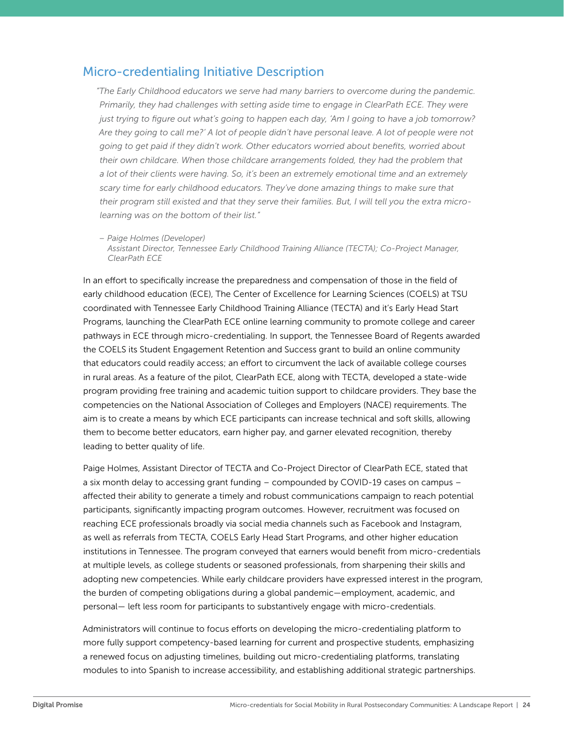## Micro-credentialing Initiative Description

> *"The Early Childhood educators we serve had many barriers to overcome during the pandemic. Primarily, they had challenges with setting aside time to engage in ClearPath ECE. They were just trying to figure out what's going to happen each day, 'Am I going to have a job tomorrow? Are they going to call me?' A lot of people didn't have personal leave. A lot of people were not going to get paid if they didn't work. Other educators worried about benefits, worried about their own childcare. When those childcare arrangements folded, they had the problem that a lot of their clients were having. So, it's been an extremely emotional time and an extremely scary time for early childhood educators. They've done amazing things to make sure that their program still existed and that they serve their families. But, I will tell you the extra micro-learning was on the bottom of their list."*
>
> *– Paige Holmes (Developer)*
> *Assistant Director, Tennessee Early Childhood Training Alliance (TECTA); Co-Project Manager, ClearPath ECE*

In an effort to specifically increase the preparedness and compensation of those in the field of early childhood education (ECE), The Center of Excellence for Learning Sciences (COELS) at TSU coordinated with Tennessee Early Childhood Training Alliance (TECTA) and it's Early Head Start Programs, launching the ClearPath ECE online learning community to promote college and career pathways in ECE through micro-credentialing. In support, the Tennessee Board of Regents awarded the COELS its Student Engagement Retention and Success grant to build an online community that educators could readily access; an effort to circumvent the lack of available college courses in rural areas. As a feature of the pilot, ClearPath ECE, along with TECTA, developed a state-wide program providing free training and academic tuition support to childcare providers. They base the competencies on the National Association of Colleges and Employers (NACE) requirements. The aim is to create a means by which ECE participants can increase technical and soft skills, allowing them to become better educators, earn higher pay, and garner elevated recognition, thereby leading to better quality of life.

Paige Holmes, Assistant Director of TECTA and Co-Project Director of ClearPath ECE, stated that a six month delay to accessing grant funding – compounded by COVID-19 cases on campus – affected their ability to generate a timely and robust communications campaign to reach potential participants, significantly impacting program outcomes. However, recruitment was focused on reaching ECE professionals broadly via social media channels such as Facebook and Instagram, as well as referrals from TECTA, COELS Early Head Start Programs, and other higher education institutions in Tennessee. The program conveyed that earners would benefit from micro-credentials at multiple levels, as college students or seasoned professionals, from sharpening their skills and adopting new competencies. While early childcare providers have expressed interest in the program, the burden of competing obligations during a global pandemic—employment, academic, and personal— left less room for participants to substantively engage with micro-credentials.

Administrators will continue to focus efforts on developing the micro-credentialing platform to more fully support competency-based learning for current and prospective students, emphasizing a renewed focus on adjusting timelines, building out micro-credentialing platforms, translating modules to into Spanish to increase accessibility, and establishing additional strategic partnerships.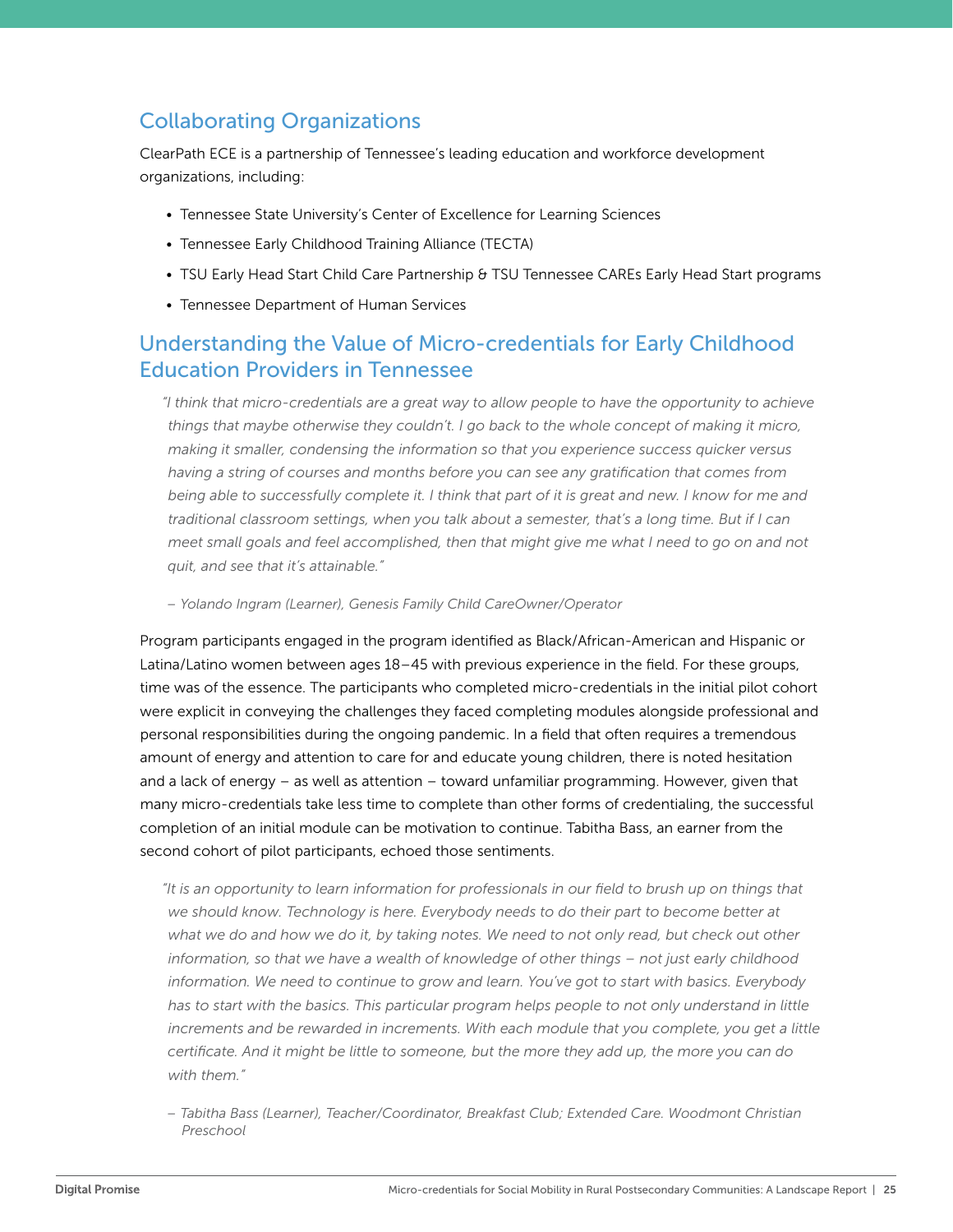## Collaborating Organizations

ClearPath ECE is a partnership of Tennessee's leading education and workforce development organizations, including:

- Tennessee State University's Center of Excellence for Learning Sciences
- Tennessee Early Childhood Training Alliance (TECTA)
- TSU Early Head Start Child Care Partnership & TSU Tennessee CAREs Early Head Start programs
- Tennessee Department of Human Services

## Understanding the Value of Micro-credentials for Early Childhood Education Providers in Tennessee

> *"I think that micro-credentials are a great way to allow people to have the opportunity to achieve things that maybe otherwise they couldn't. I go back to the whole concept of making it micro, making it smaller, condensing the information so that you experience success quicker versus having a string of courses and months before you can see any gratification that comes from being able to successfully complete it. I think that part of it is great and new. I know for me and traditional classroom settings, when you talk about a semester, that's a long time. But if I can meet small goals and feel accomplished, then that might give me what I need to go on and not quit, and see that it's attainable."*
>
> *– Yolando Ingram (Learner), Genesis Family Child CareOwner/Operator*

Program participants engaged in the program identified as Black/African-American and Hispanic or Latina/Latino women between ages 18–45 with previous experience in the field. For these groups, time was of the essence. The participants who completed micro-credentials in the initial pilot cohort were explicit in conveying the challenges they faced completing modules alongside professional and personal responsibilities during the ongoing pandemic. In a field that often requires a tremendous amount of energy and attention to care for and educate young children, there is noted hesitation and a lack of energy – as well as attention – toward unfamiliar programming. However, given that many micro-credentials take less time to complete than other forms of credentialing, the successful completion of an initial module can be motivation to continue. Tabitha Bass, an earner from the second cohort of pilot participants, echoed those sentiments.

> *"It is an opportunity to learn information for professionals in our field to brush up on things that we should know. Technology is here. Everybody needs to do their part to become better at what we do and how we do it, by taking notes. We need to not only read, but check out other information, so that we have a wealth of knowledge of other things – not just early childhood information. We need to continue to grow and learn. You've got to start with basics. Everybody has to start with the basics. This particular program helps people to not only understand in little increments and be rewarded in increments. With each module that you complete, you get a little certificate. And it might be little to someone, but the more they add up, the more you can do with them."*
>
> *– Tabitha Bass (Learner), Teacher/Coordinator, Breakfast Club; Extended Care. Woodmont Christian Preschool*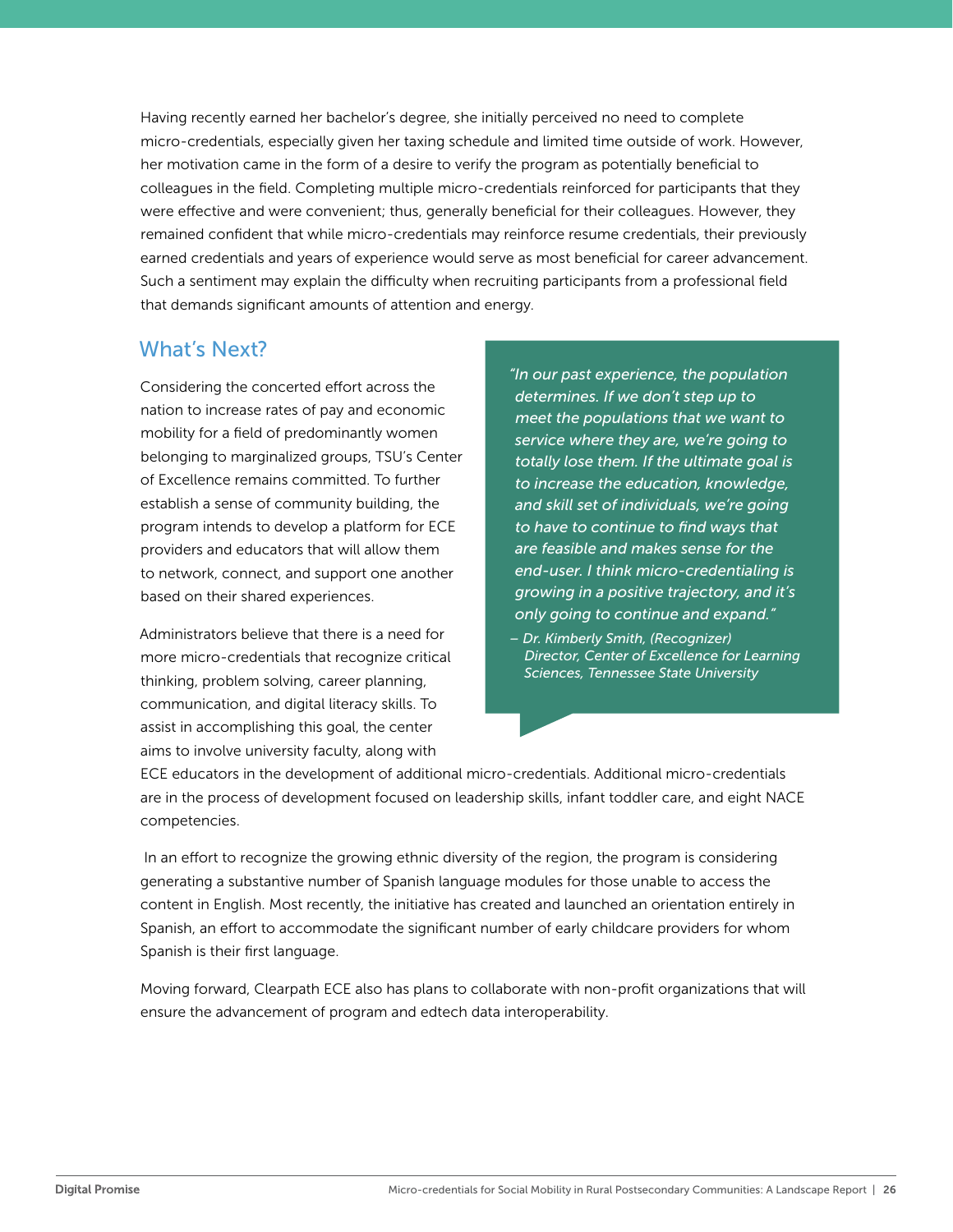Having recently earned her bachelor's degree, she initially perceived no need to complete micro-credentials, especially given her taxing schedule and limited time outside of work. However, her motivation came in the form of a desire to verify the program as potentially beneficial to colleagues in the field. Completing multiple micro-credentials reinforced for participants that they were effective and were convenient; thus, generally beneficial for their colleagues. However, they remained confident that while micro-credentials may reinforce resume credentials, their previously earned credentials and years of experience would serve as most beneficial for career advancement. Such a sentiment may explain the difficulty when recruiting participants from a professional field that demands significant amounts of attention and energy.

## What's Next?

Considering the concerted effort across the nation to increase rates of pay and economic mobility for a field of predominantly women belonging to marginalized groups, TSU's Center of Excellence remains committed. To further establish a sense of community building, the program intends to develop a platform for ECE providers and educators that will allow them to network, connect, and support one another based on their shared experiences.

> *"In our past experience, the population determines. If we don't step up to meet the populations that we want to service where they are, we're going to totally lose them. If the ultimate goal is to increase the education, knowledge, and skill set of individuals, we're going to have to continue to find ways that are feasible and makes sense for the end-user. I think micro-credentialing is growing in a positive trajectory, and it's only going to continue and expand."*
>
> *– Dr. Kimberly Smith, (Recognizer) Director, Center of Excellence for Learning Sciences, Tennessee State University*

Administrators believe that there is a need for more micro-credentials that recognize critical thinking, problem solving, career planning, communication, and digital literacy skills. To assist in accomplishing this goal, the center aims to involve university faculty, along with ECE educators in the development of additional micro-credentials. Additional micro-credentials are in the process of development focused on leadership skills, infant toddler care, and eight NACE competencies.

In an effort to recognize the growing ethnic diversity of the region, the program is considering generating a substantive number of Spanish language modules for those unable to access the content in English. Most recently, the initiative has created and launched an orientation entirely in Spanish, an effort to accommodate the significant number of early childcare providers for whom Spanish is their first language.

Moving forward, Clearpath ECE also has plans to collaborate with non-profit organizations that will ensure the advancement of program and edtech data interoperability.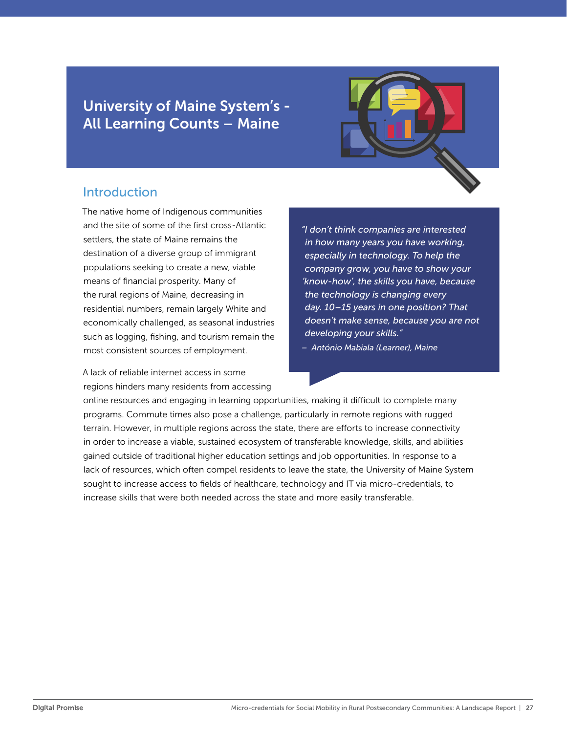# University of Maine System's - All Learning Counts – Maine

## Introduction

The native home of Indigenous communities and the site of some of the first cross-Atlantic settlers, the state of Maine remains the destination of a diverse group of immigrant populations seeking to create a new, viable means of financial prosperity. Many of the rural regions of Maine, decreasing in residential numbers, remain largely White and economically challenged, as seasonal industries such as logging, fishing, and tourism remain the most consistent sources of employment.

> *"I don't think companies are interested in how many years you have working, especially in technology. To help the company grow, you have to show your 'know-how', the skills you have, because the technology is changing every day. 10–15 years in one position? That doesn't make sense, because you are not developing your skills."*
>
> *– António Mabiala (Learner), Maine*

A lack of reliable internet access in some regions hinders many residents from accessing online resources and engaging in learning opportunities, making it difficult to complete many programs. Commute times also pose a challenge, particularly in remote regions with rugged terrain. However, in multiple regions across the state, there are efforts to increase connectivity in order to increase a viable, sustained ecosystem of transferable knowledge, skills, and abilities gained outside of traditional higher education settings and job opportunities. In response to a lack of resources, which often compel residents to leave the state, the University of Maine System sought to increase access to fields of healthcare, technology and IT via micro-credentials, to increase skills that were both needed across the state and more easily transferable.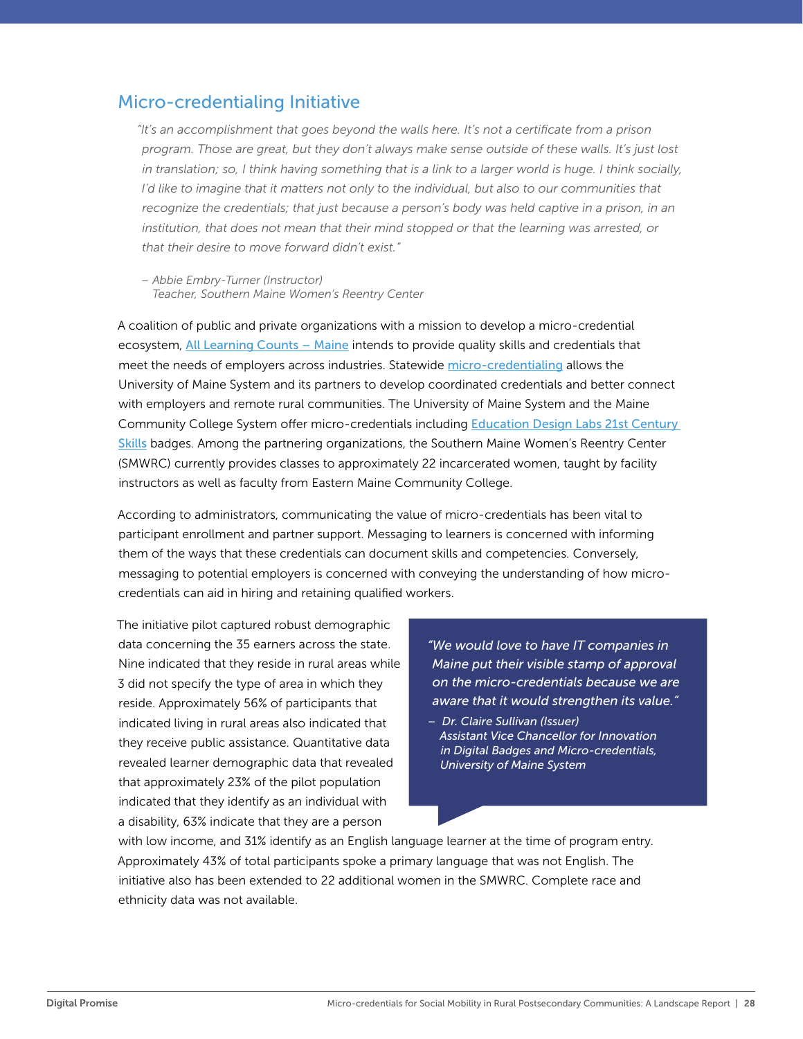## Micro-credentialing Initiative

> *"It's an accomplishment that goes beyond the walls here. It's not a certificate from a prison program. Those are great, but they don't always make sense outside of these walls. It's just lost in translation; so, I think having something that is a link to a larger world is huge. I think socially, I'd like to imagine that it matters not only to the individual, but also to our communities that recognize the credentials; that just because a person's body was held captive in a prison, in an institution, that does not mean that their mind stopped or that the learning was arrested, or that their desire to move forward didn't exist."*
>
> *– Abbie Embry-Turner (Instructor)*
> *Teacher, Southern Maine Women's Reentry Center*

A coalition of public and private organizations with a mission to develop a micro-credential ecosystem, All Learning Counts – Maine intends to provide quality skills and credentials that meet the needs of employers across industries. Statewide micro-credentialing allows the University of Maine System and its partners to develop coordinated credentials and better connect with employers and remote rural communities. The University of Maine System and the Maine Community College System offer micro-credentials including Education Design Labs 21st Century Skills badges. Among the partnering organizations, the Southern Maine Women's Reentry Center (SMWRC) currently provides classes to approximately 22 incarcerated women, taught by facility instructors as well as faculty from Eastern Maine Community College.

According to administrators, communicating the value of micro-credentials has been vital to participant enrollment and partner support. Messaging to learners is concerned with informing them of the ways that these credentials can document skills and competencies. Conversely, messaging to potential employers is concerned with conveying the understanding of how micro-credentials can aid in hiring and retaining qualified workers.

> *"We would love to have IT companies in Maine put their visible stamp of approval on the micro-credentials because we are aware that it would strengthen its value."*
>
> *– Dr. Claire Sullivan (Issuer)*
> *Assistant Vice Chancellor for Innovation in Digital Badges and Micro-credentials, University of Maine System*

The initiative pilot captured robust demographic data concerning the 35 earners across the state. Nine indicated that they reside in rural areas while 3 did not specify the type of area in which they reside. Approximately 56% of participants that indicated living in rural areas also indicated that they receive public assistance. Quantitative data revealed learner demographic data that revealed that approximately 23% of the pilot population indicated that they identify as an individual with a disability, 63% indicate that they are a person with low income, and 31% identify as an English language learner at the time of program entry. Approximately 43% of total participants spoke a primary language that was not English. The initiative also has been extended to 22 additional women in the SMWRC. Complete race and ethnicity data was not available.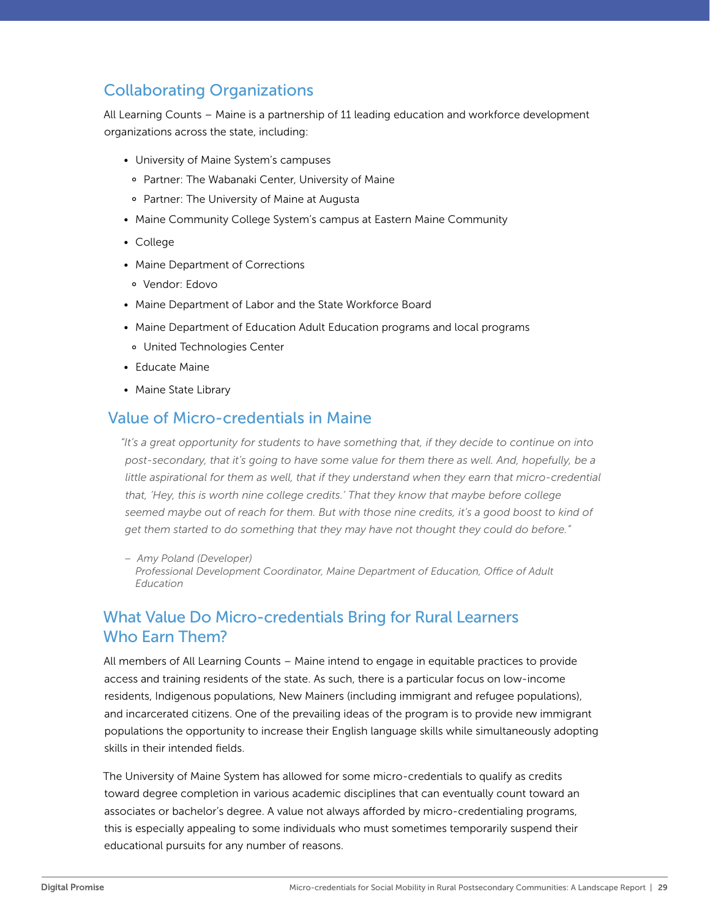## Collaborating Organizations

All Learning Counts – Maine is a partnership of 11 leading education and workforce development organizations across the state, including:

- University of Maine System's campuses
  - Partner: The Wabanaki Center, University of Maine
  - Partner: The University of Maine at Augusta
- Maine Community College System's campus at Eastern Maine Community
- College
- Maine Department of Corrections
  - Vendor: Edovo
- Maine Department of Labor and the State Workforce Board
- Maine Department of Education Adult Education programs and local programs
  - United Technologies Center
- Educate Maine
- Maine State Library

## Value of Micro-credentials in Maine

> *"It's a great opportunity for students to have something that, if they decide to continue on into post-secondary, that it's going to have some value for them there as well. And, hopefully, be a little aspirational for them as well, that if they understand when they earn that micro-credential that, 'Hey, this is worth nine college credits.' That they know that maybe before college seemed maybe out of reach for them. But with those nine credits, it's a good boost to kind of get them started to do something that they may have not thought they could do before."*
>
> *– Amy Poland (Developer)*
> *Professional Development Coordinator, Maine Department of Education, Office of Adult Education*

## What Value Do Micro-credentials Bring for Rural Learners Who Earn Them?

All members of All Learning Counts – Maine intend to engage in equitable practices to provide access and training residents of the state. As such, there is a particular focus on low-income residents, Indigenous populations, New Mainers (including immigrant and refugee populations), and incarcerated citizens. One of the prevailing ideas of the program is to provide new immigrant populations the opportunity to increase their English language skills while simultaneously adopting skills in their intended fields.

The University of Maine System has allowed for some micro-credentials to qualify as credits toward degree completion in various academic disciplines that can eventually count toward an associates or bachelor's degree. A value not always afforded by micro-credentialing programs, this is especially appealing to some individuals who must sometimes temporarily suspend their educational pursuits for any number of reasons.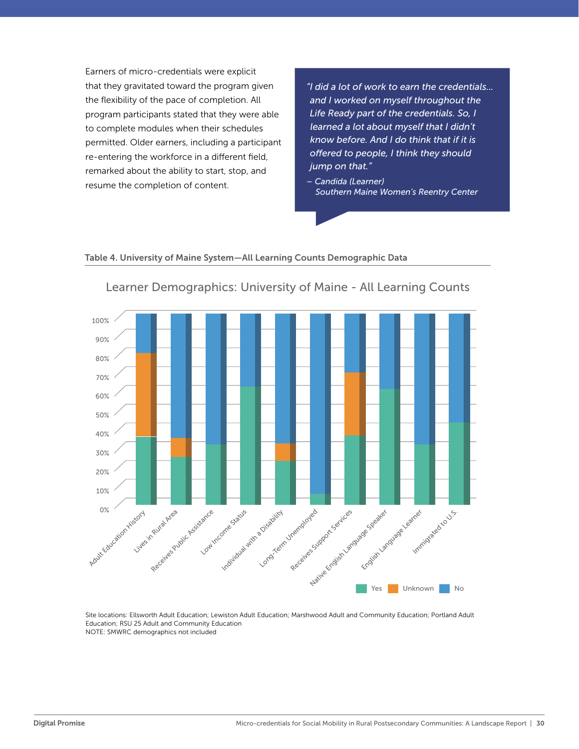Earners of micro-credentials were explicit that they gravitated toward the program given the flexibility of the pace of completion. All program participants stated that they were able to complete modules when their schedules permitted. Older earners, including a participant re-entering the workforce in a different field, remarked about the ability to start, stop, and resume the completion of content.

> *"I did a lot of work to earn the credentials... and I worked on myself throughout the Life Ready part of the credentials. So, I learned a lot about myself that I didn't know before. And I do think that if it is offered to people, I think they should jump on that."*
>
> *– Candida (Learner)*
> *Southern Maine Women's Reentry Center*

**Table 4. University of Maine System—All Learning Counts Demographic Data**

Learner Demographics: University of Maine - All Learning Counts

Categories: Adult Education History; Lives in Rural Area; Receives Public Assistance; Low Income Status; Individual with a Disability; Long-Term Unemployed; Receives Support Services; Native English Language Speaker; English Language Learner; Immigrated to U.S.

Legend: Yes; Unknown; No

Site locations: Ellsworth Adult Education; Lewiston Adult Education; Marshwood Adult and Community Education; Portland Adult Education; RSU 25 Adult and Community Education
NOTE: SMWRC demographics not included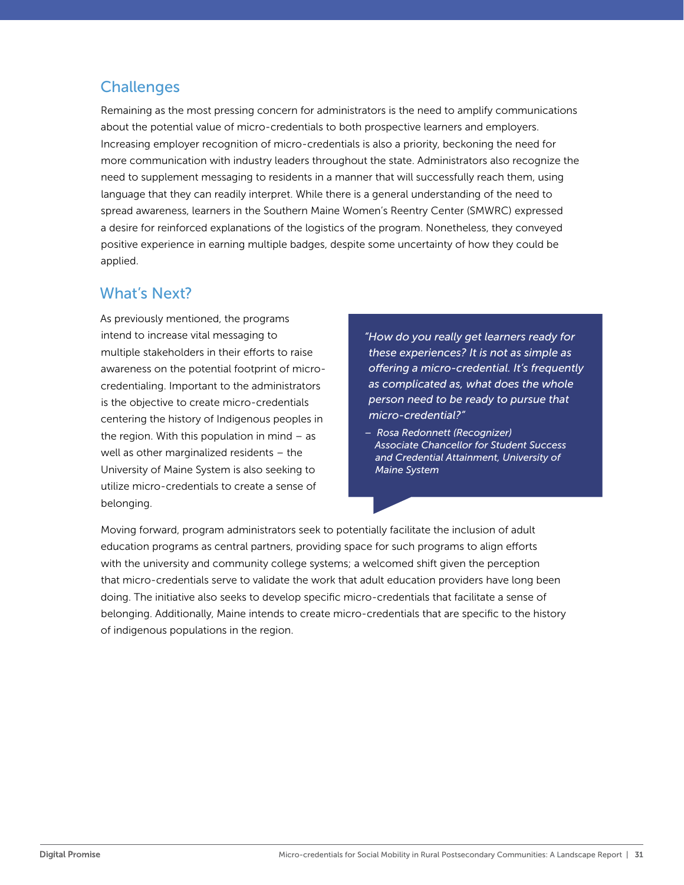## Challenges

Remaining as the most pressing concern for administrators is the need to amplify communications about the potential value of micro-credentials to both prospective learners and employers. Increasing employer recognition of micro-credentials is also a priority, beckoning the need for more communication with industry leaders throughout the state. Administrators also recognize the need to supplement messaging to residents in a manner that will successfully reach them, using language that they can readily interpret. While there is a general understanding of the need to spread awareness, learners in the Southern Maine Women's Reentry Center (SMWRC) expressed a desire for reinforced explanations of the logistics of the program. Nonetheless, they conveyed positive experience in earning multiple badges, despite some uncertainty of how they could be applied.

## What's Next?

As previously mentioned, the programs intend to increase vital messaging to multiple stakeholders in their efforts to raise awareness on the potential footprint of micro-credentialing. Important to the administrators is the objective to create micro-credentials centering the history of Indigenous peoples in the region. With this population in mind – as well as other marginalized residents – the University of Maine System is also seeking to utilize micro-credentials to create a sense of belonging.

> *"How do you really get learners ready for these experiences? It is not as simple as offering a micro-credential. It's frequently as complicated as, what does the whole person need to be ready to pursue that micro-credential?"*
>
> *– Rosa Redonnett (Recognizer)*
> *Associate Chancellor for Student Success and Credential Attainment, University of Maine System*

Moving forward, program administrators seek to potentially facilitate the inclusion of adult education programs as central partners, providing space for such programs to align efforts with the university and community college systems; a welcomed shift given the perception that micro-credentials serve to validate the work that adult education providers have long been doing. The initiative also seeks to develop specific micro-credentials that facilitate a sense of belonging. Additionally, Maine intends to create micro-credentials that are specific to the history of indigenous populations in the region.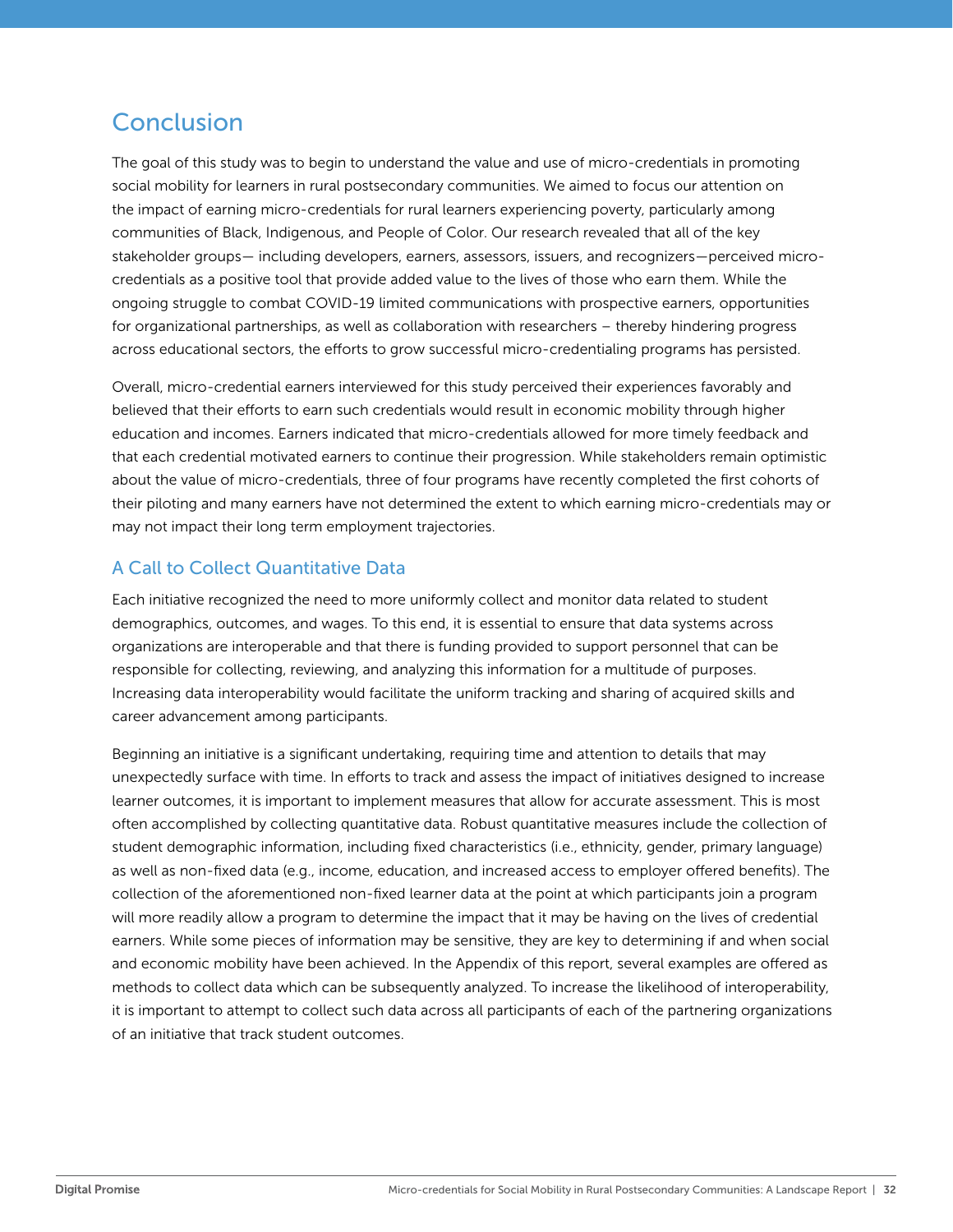## Conclusion

The goal of this study was to begin to understand the value and use of micro-credentials in promoting social mobility for learners in rural postsecondary communities. We aimed to focus our attention on the impact of earning micro-credentials for rural learners experiencing poverty, particularly among communities of Black, Indigenous, and People of Color. Our research revealed that all of the key stakeholder groups— including developers, earners, assessors, issuers, and recognizers—perceived micro-credentials as a positive tool that provide added value to the lives of those who earn them. While the ongoing struggle to combat COVID-19 limited communications with prospective earners, opportunities for organizational partnerships, as well as collaboration with researchers – thereby hindering progress across educational sectors, the efforts to grow successful micro-credentialing programs has persisted.

Overall, micro-credential earners interviewed for this study perceived their experiences favorably and believed that their efforts to earn such credentials would result in economic mobility through higher education and incomes. Earners indicated that micro-credentials allowed for more timely feedback and that each credential motivated earners to continue their progression. While stakeholders remain optimistic about the value of micro-credentials, three of four programs have recently completed the first cohorts of their piloting and many earners have not determined the extent to which earning micro-credentials may or may not impact their long term employment trajectories.

### A Call to Collect Quantitative Data

Each initiative recognized the need to more uniformly collect and monitor data related to student demographics, outcomes, and wages. To this end, it is essential to ensure that data systems across organizations are interoperable and that there is funding provided to support personnel that can be responsible for collecting, reviewing, and analyzing this information for a multitude of purposes. Increasing data interoperability would facilitate the uniform tracking and sharing of acquired skills and career advancement among participants.

Beginning an initiative is a significant undertaking, requiring time and attention to details that may unexpectedly surface with time. In efforts to track and assess the impact of initiatives designed to increase learner outcomes, it is important to implement measures that allow for accurate assessment. This is most often accomplished by collecting quantitative data. Robust quantitative measures include the collection of student demographic information, including fixed characteristics (i.e., ethnicity, gender, primary language) as well as non-fixed data (e.g., income, education, and increased access to employer offered benefits). The collection of the aforementioned non-fixed learner data at the point at which participants join a program will more readily allow a program to determine the impact that it may be having on the lives of credential earners. While some pieces of information may be sensitive, they are key to determining if and when social and economic mobility have been achieved. In the Appendix of this report, several examples are offered as methods to collect data which can be subsequently analyzed. To increase the likelihood of interoperability, it is important to attempt to collect such data across all participants of each of the partnering organizations of an initiative that track student outcomes.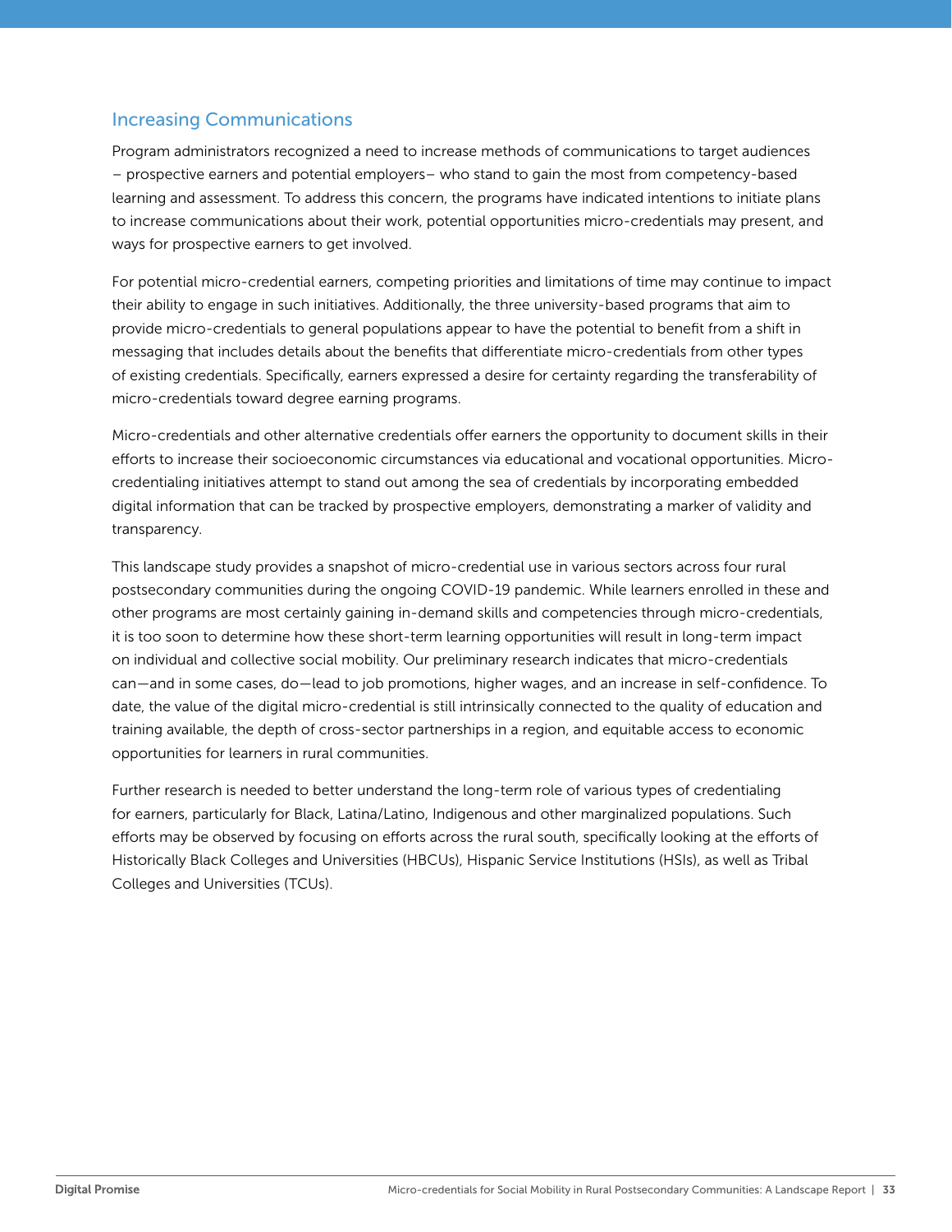## Increasing Communications

Program administrators recognized a need to increase methods of communications to target audiences – prospective earners and potential employers– who stand to gain the most from competency-based learning and assessment. To address this concern, the programs have indicated intentions to initiate plans to increase communications about their work, potential opportunities micro-credentials may present, and ways for prospective earners to get involved.

For potential micro-credential earners, competing priorities and limitations of time may continue to impact their ability to engage in such initiatives. Additionally, the three university-based programs that aim to provide micro-credentials to general populations appear to have the potential to benefit from a shift in messaging that includes details about the benefits that differentiate micro-credentials from other types of existing credentials. Specifically, earners expressed a desire for certainty regarding the transferability of micro-credentials toward degree earning programs.

Micro-credentials and other alternative credentials offer earners the opportunity to document skills in their efforts to increase their socioeconomic circumstances via educational and vocational opportunities. Micro-credentialing initiatives attempt to stand out among the sea of credentials by incorporating embedded digital information that can be tracked by prospective employers, demonstrating a marker of validity and transparency.

This landscape study provides a snapshot of micro-credential use in various sectors across four rural postsecondary communities during the ongoing COVID-19 pandemic. While learners enrolled in these and other programs are most certainly gaining in-demand skills and competencies through micro-credentials, it is too soon to determine how these short-term learning opportunities will result in long-term impact on individual and collective social mobility. Our preliminary research indicates that micro-credentials can—and in some cases, do—lead to job promotions, higher wages, and an increase in self-confidence. To date, the value of the digital micro-credential is still intrinsically connected to the quality of education and training available, the depth of cross-sector partnerships in a region, and equitable access to economic opportunities for learners in rural communities.

Further research is needed to better understand the long-term role of various types of credentialing for earners, particularly for Black, Latina/Latino, Indigenous and other marginalized populations. Such efforts may be observed by focusing on efforts across the rural south, specifically looking at the efforts of Historically Black Colleges and Universities (HBCUs), Hispanic Service Institutions (HSIs), as well as Tribal Colleges and Universities (TCUs).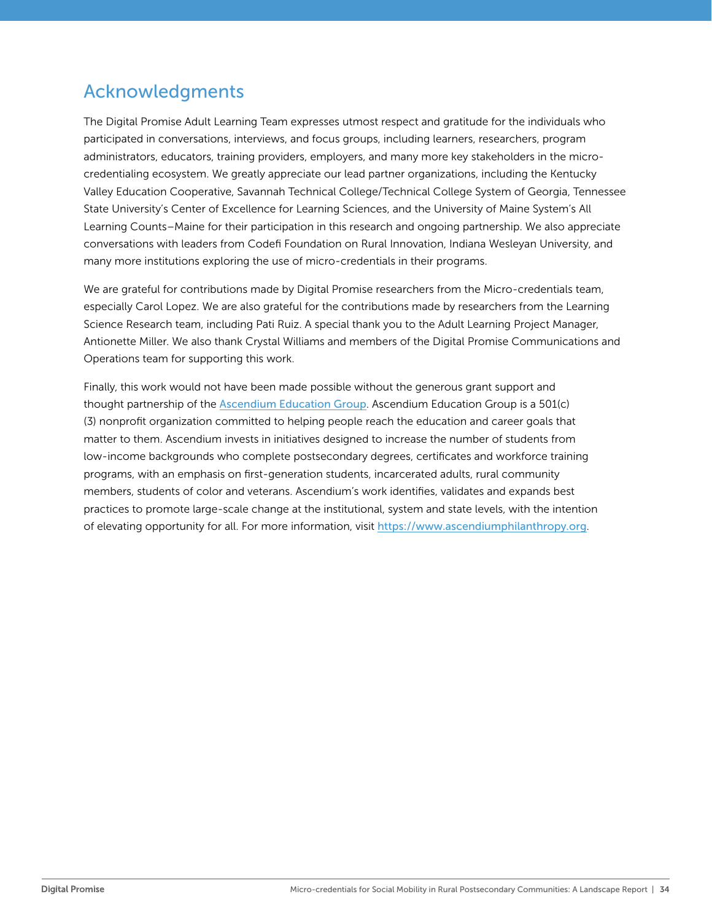## Acknowledgments

The Digital Promise Adult Learning Team expresses utmost respect and gratitude for the individuals who participated in conversations, interviews, and focus groups, including learners, researchers, program administrators, educators, training providers, employers, and many more key stakeholders in the micro-credentialing ecosystem. We greatly appreciate our lead partner organizations, including the Kentucky Valley Education Cooperative, Savannah Technical College/Technical College System of Georgia, Tennessee State University's Center of Excellence for Learning Sciences, and the University of Maine System's All Learning Counts–Maine for their participation in this research and ongoing partnership. We also appreciate conversations with leaders from Codefi Foundation on Rural Innovation, Indiana Wesleyan University, and many more institutions exploring the use of micro-credentials in their programs.

We are grateful for contributions made by Digital Promise researchers from the Micro-credentials team, especially Carol Lopez. We are also grateful for the contributions made by researchers from the Learning Science Research team, including Pati Ruiz. A special thank you to the Adult Learning Project Manager, Antionette Miller. We also thank Crystal Williams and members of the Digital Promise Communications and Operations team for supporting this work.

Finally, this work would not have been made possible without the generous grant support and thought partnership of the [Ascendium Education Group](https://www.ascendiumphilanthropy.org). Ascendium Education Group is a 501(c)(3) nonprofit organization committed to helping people reach the education and career goals that matter to them. Ascendium invests in initiatives designed to increase the number of students from low-income backgrounds who complete postsecondary degrees, certificates and workforce training programs, with an emphasis on first-generation students, incarcerated adults, rural community members, students of color and veterans. Ascendium's work identifies, validates and expands best practices to promote large-scale change at the institutional, system and state levels, with the intention of elevating opportunity for all. For more information, visit https://www.ascendiumphilanthropy.org.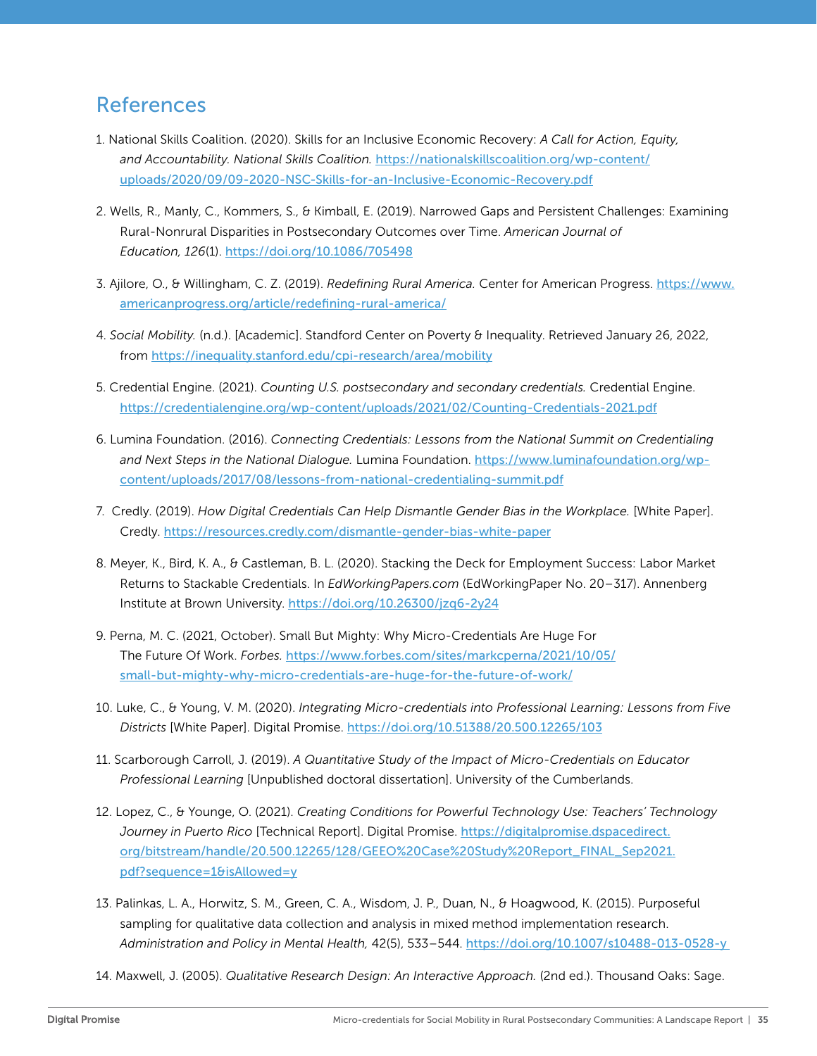## References

1. National Skills Coalition. (2020). Skills for an Inclusive Economic Recovery: *A Call for Action, Equity, and Accountability. National Skills Coalition.* https://nationalskillscoalition.org/wp-content/uploads/2020/09/09-2020-NSC-Skills-for-an-Inclusive-Economic-Recovery.pdf

2. Wells, R., Manly, C., Kommers, S., & Kimball, E. (2019). Narrowed Gaps and Persistent Challenges: Examining Rural-Nonrural Disparities in Postsecondary Outcomes over Time. *American Journal of Education, 126*(1). https://doi.org/10.1086/705498

3. Ajilore, O., & Willingham, C. Z. (2019). *Redefining Rural America.* Center for American Progress. https://www.americanprogress.org/article/redefining-rural-america/

4. *Social Mobility.* (n.d.). [Academic]. Standford Center on Poverty & Inequality. Retrieved January 26, 2022, from https://inequality.stanford.edu/cpi-research/area/mobility

5. Credential Engine. (2021). *Counting U.S. postsecondary and secondary credentials.* Credential Engine. https://credentialengine.org/wp-content/uploads/2021/02/Counting-Credentials-2021.pdf

6. Lumina Foundation. (2016). *Connecting Credentials: Lessons from the National Summit on Credentialing and Next Steps in the National Dialogue.* Lumina Foundation. https://www.luminafoundation.org/wp-content/uploads/2017/08/lessons-from-national-credentialing-summit.pdf

7. Credly. (2019). *How Digital Credentials Can Help Dismantle Gender Bias in the Workplace.* [White Paper]. Credly. https://resources.credly.com/dismantle-gender-bias-white-paper

8. Meyer, K., Bird, K. A., & Castleman, B. L. (2020). Stacking the Deck for Employment Success: Labor Market Returns to Stackable Credentials. In *EdWorkingPapers.com* (EdWorkingPaper No. 20–317). Annenberg Institute at Brown University. https://doi.org/10.26300/jzq6-2y24

9. Perna, M. C. (2021, October). Small But Mighty: Why Micro-Credentials Are Huge For The Future Of Work. *Forbes.* https://www.forbes.com/sites/markcperna/2021/10/05/small-but-mighty-why-micro-credentials-are-huge-for-the-future-of-work/

10. Luke, C., & Young, V. M. (2020). *Integrating Micro-credentials into Professional Learning: Lessons from Five Districts* [White Paper]. Digital Promise. https://doi.org/10.51388/20.500.12265/103

11. Scarborough Carroll, J. (2019). *A Quantitative Study of the Impact of Micro-Credentials on Educator Professional Learning* [Unpublished doctoral dissertation]. University of the Cumberlands.

12. Lopez, C., & Younge, O. (2021). *Creating Conditions for Powerful Technology Use: Teachers' Technology Journey in Puerto Rico* [Technical Report]. Digital Promise. https://digitalpromise.dspacedirect.org/bitstream/handle/20.500.12265/128/GEEO%20Case%20Study%20Report_FINAL_Sep2021.pdf?sequence=1&isAllowed=y

13. Palinkas, L. A., Horwitz, S. M., Green, C. A., Wisdom, J. P., Duan, N., & Hoagwood, K. (2015). Purposeful sampling for qualitative data collection and analysis in mixed method implementation research. *Administration and Policy in Mental Health,* 42(5), 533–544. https://doi.org/10.1007/s10488-013-0528-y

14. Maxwell, J. (2005). *Qualitative Research Design: An Interactive Approach.* (2nd ed.). Thousand Oaks: Sage.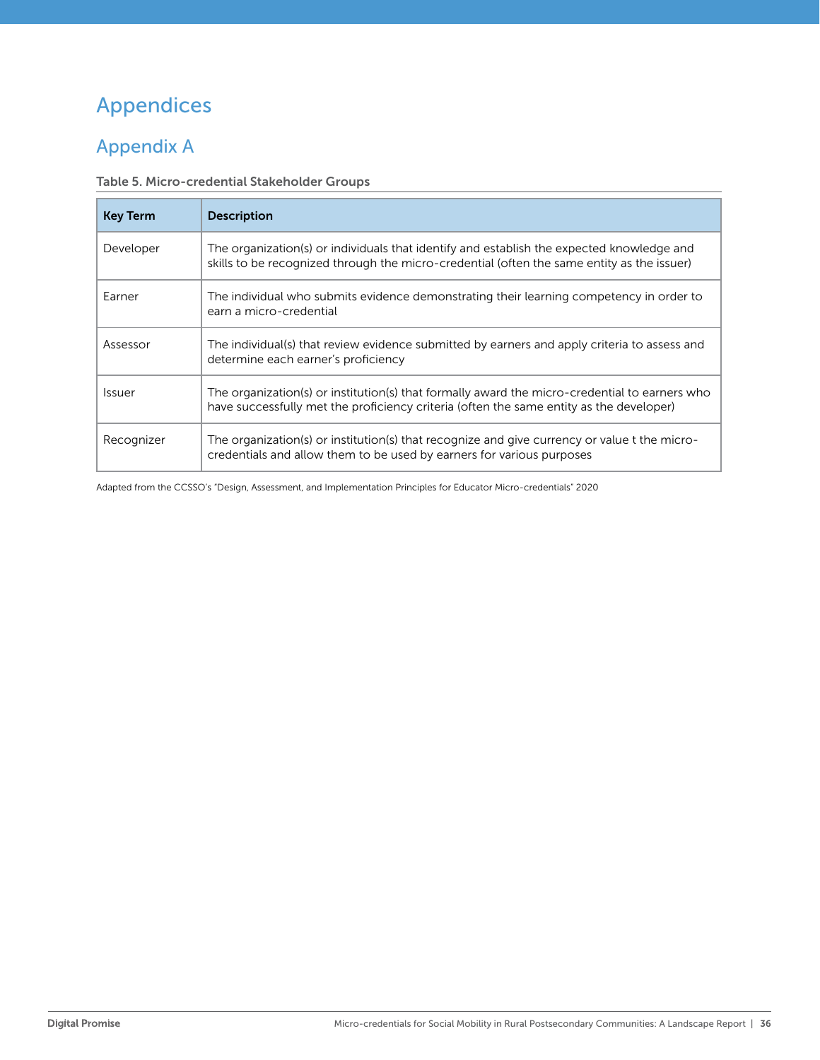# Appendices

## Appendix A

**Table 5. Micro-credential Stakeholder Groups**

| Key Term | Description |
| --- | --- |
| Developer | The organization(s) or individuals that identify and establish the expected knowledge and skills to be recognized through the micro-credential (often the same entity as the issuer) |
| Earner | The individual who submits evidence demonstrating their learning competency in order to earn a micro-credential |
| Assessor | The individual(s) that review evidence submitted by earners and apply criteria to assess and determine each earner's proficiency |
| Issuer | The organization(s) or institution(s) that formally award the micro-credential to earners who have successfully met the proficiency criteria (often the same entity as the developer) |
| Recognizer | The organization(s) or institution(s) that recognize and give currency or value t the micro-credentials and allow them to be used by earners for various purposes |

Adapted from the CCSSO's "Design, Assessment, and Implementation Principles for Educator Micro-credentials" 2020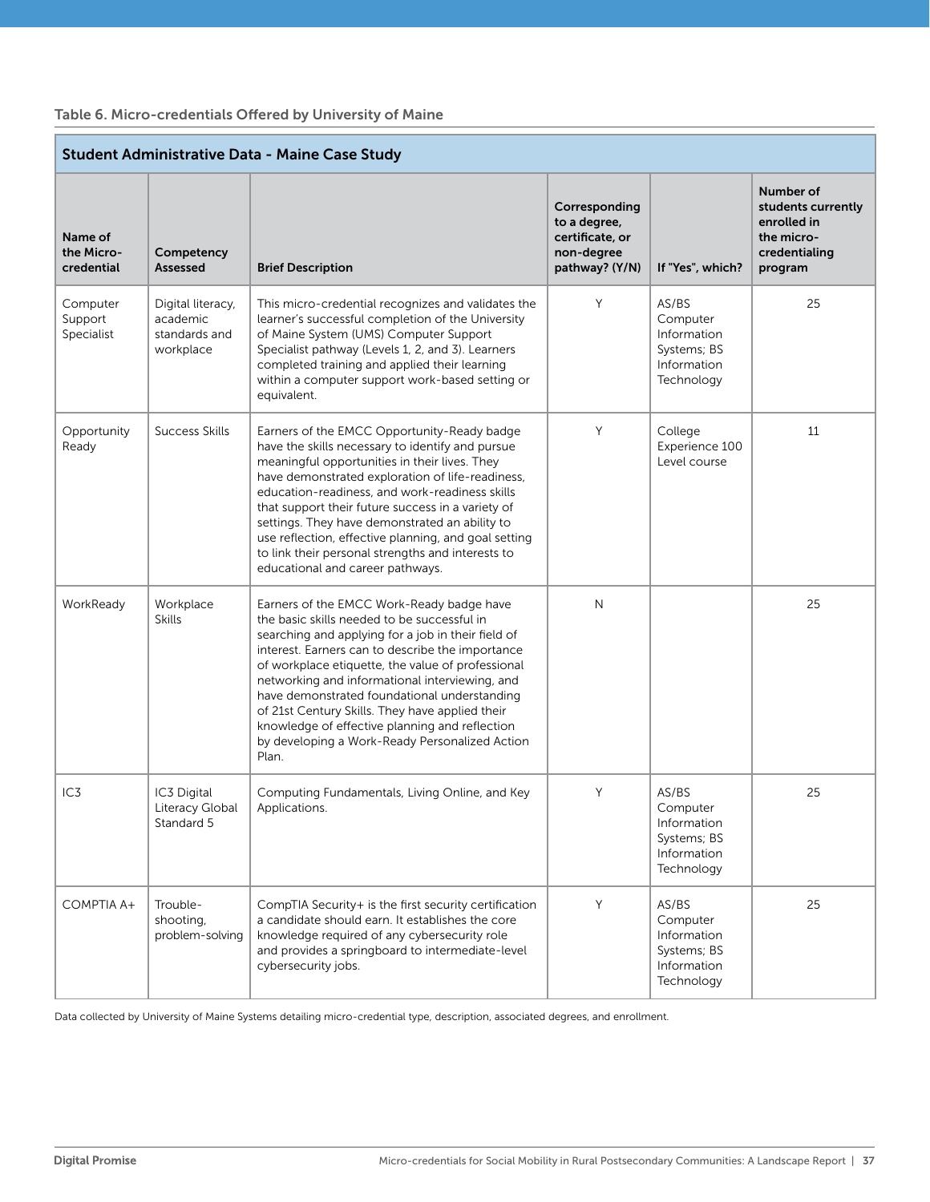Table 6. Micro-credentials Offered by University of Maine

| Student Administrative Data - Maine Case Study | | | | | |
|---|---|---|---|---|---|
| **Name of the Micro-credential** | **Competency Assessed** | **Brief Description** | **Corresponding to a degree, certificate, or non-degree pathway? (Y/N)** | **If "Yes", which?** | **Number of students currently enrolled in the micro-credentialing program** |
| Computer Support Specialist | Digital literacy, academic standards and workplace | This micro-credential recognizes and validates the learner's successful completion of the University of Maine System (UMS) Computer Support Specialist pathway (Levels 1, 2, and 3). Learners completed training and applied their learning within a computer support work-based setting or equivalent. | Y | AS/BS Computer Information Systems; BS Information Technology | 25 |
| Opportunity Ready | Success Skills | Earners of the EMCC Opportunity-Ready badge have the skills necessary to identify and pursue meaningful opportunities in their lives. They have demonstrated exploration of life-readiness, education-readiness, and work-readiness skills that support their future success in a variety of settings. They have demonstrated an ability to use reflection, effective planning, and goal setting to link their personal strengths and interests to educational and career pathways. | Y | College Experience 100 Level course | 11 |
| WorkReady | Workplace Skills | Earners of the EMCC Work-Ready badge have the basic skills needed to be successful in searching and applying for a job in their field of interest. Earners can to describe the importance of workplace etiquette, the value of professional networking and informational interviewing, and have demonstrated foundational understanding of 21st Century Skills. They have applied their knowledge of effective planning and reflection by developing a Work-Ready Personalized Action Plan. | N | | 25 |
| IC3 | IC3 Digital Literacy Global Standard 5 | Computing Fundamentals, Living Online, and Key Applications. | Y | AS/BS Computer Information Systems; BS Information Technology | 25 |
| COMPTIA A+ | Trouble-shooting, problem-solving | CompTIA Security+ is the first security certification a candidate should earn. It establishes the core knowledge required of any cybersecurity role and provides a springboard to intermediate-level cybersecurity jobs. | Y | AS/BS Computer Information Systems; BS Information Technology | 25 |

Data collected by University of Maine Systems detailing micro-credential type, description, associated degrees, and enrollment.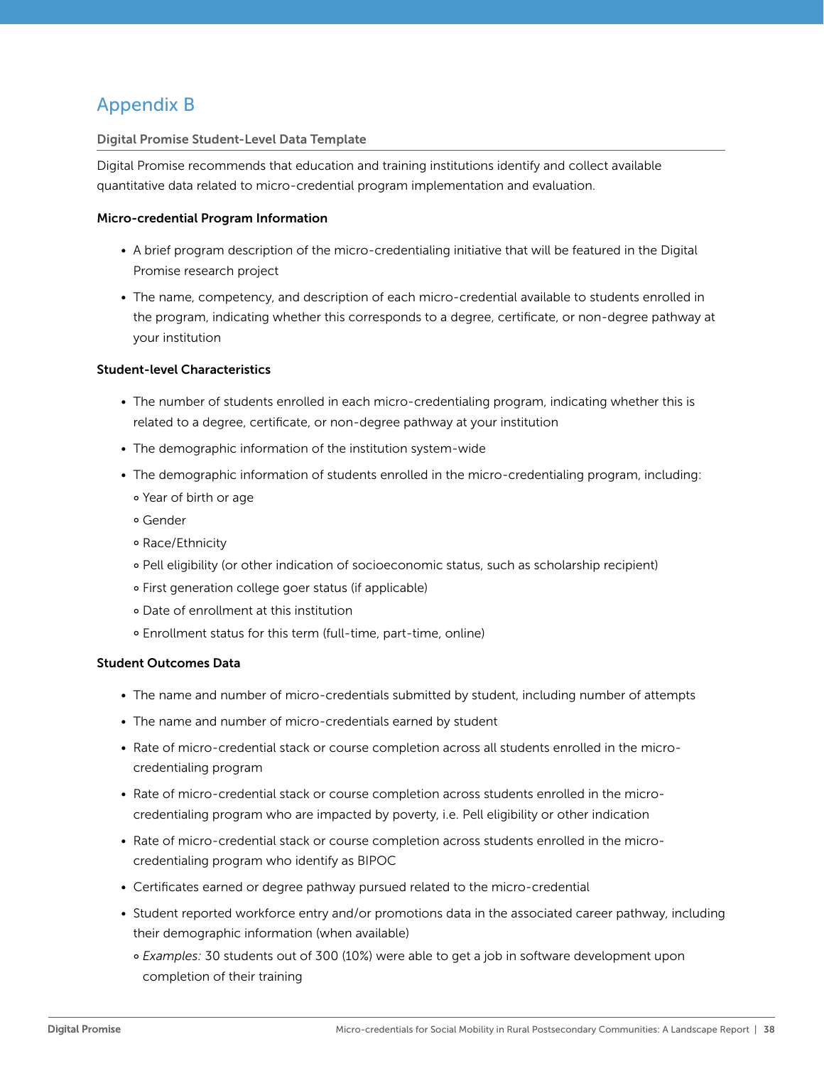# Appendix B

### Digital Promise Student-Level Data Template

Digital Promise recommends that education and training institutions identify and collect available quantitative data related to micro-credential program implementation and evaluation.

**Micro-credential Program Information**

- A brief program description of the micro-credentialing initiative that will be featured in the Digital Promise research project
- The name, competency, and description of each micro-credential available to students enrolled in the program, indicating whether this corresponds to a degree, certificate, or non-degree pathway at your institution

**Student-level Characteristics**

- The number of students enrolled in each micro-credentialing program, indicating whether this is related to a degree, certificate, or non-degree pathway at your institution
- The demographic information of the institution system-wide
- The demographic information of students enrolled in the micro-credentialing program, including:
  - Year of birth or age
  - Gender
  - Race/Ethnicity
  - Pell eligibility (or other indication of socioeconomic status, such as scholarship recipient)
  - First generation college goer status (if applicable)
  - Date of enrollment at this institution
  - Enrollment status for this term (full-time, part-time, online)

**Student Outcomes Data**

- The name and number of micro-credentials submitted by student, including number of attempts
- The name and number of micro-credentials earned by student
- Rate of micro-credential stack or course completion across all students enrolled in the micro-credentialing program
- Rate of micro-credential stack or course completion across students enrolled in the micro-credentialing program who are impacted by poverty, i.e. Pell eligibility or other indication
- Rate of micro-credential stack or course completion across students enrolled in the micro-credentialing program who identify as BIPOC
- Certificates earned or degree pathway pursued related to the micro-credential
- Student reported workforce entry and/or promotions data in the associated career pathway, including their demographic information (when available)
  - *Examples:* 30 students out of 300 (10%) were able to get a job in software development upon completion of their training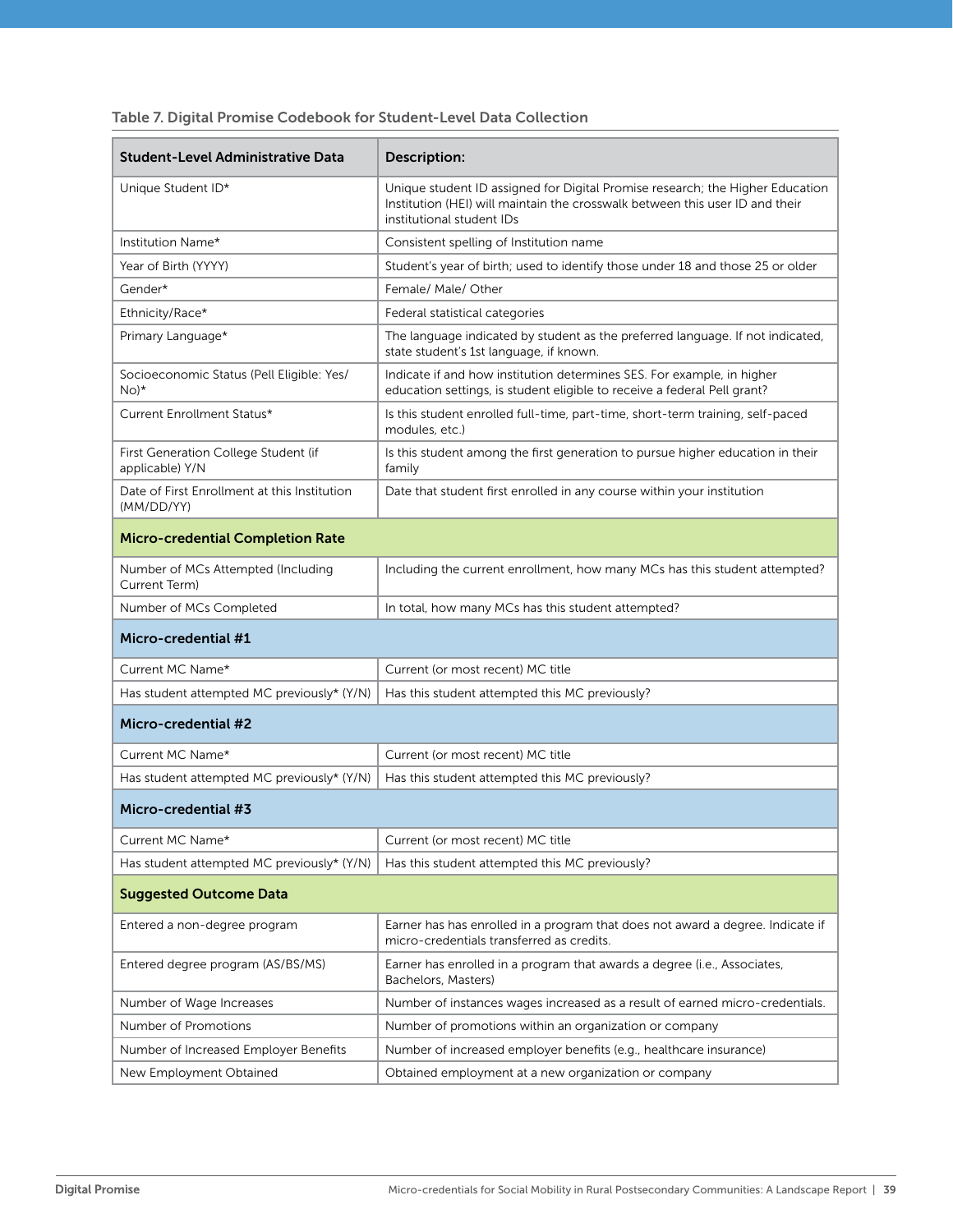Table 7. Digital Promise Codebook for Student-Level Data Collection

| Student-Level Administrative Data | Description: |
|---|---|
| Unique Student ID* | Unique student ID assigned for Digital Promise research; the Higher Education Institution (HEI) will maintain the crosswalk between this user ID and their institutional student IDs |
| Institution Name* | Consistent spelling of Institution name |
| Year of Birth (YYYY) | Student's year of birth; used to identify those under 18 and those 25 or older |
| Gender* | Female/ Male/ Other |
| Ethnicity/Race* | Federal statistical categories |
| Primary Language* | The language indicated by student as the preferred language. If not indicated, state student's 1st language, if known. |
| Socioeconomic Status (Pell Eligible: Yes/ No)* | Indicate if and how institution determines SES. For example, in higher education settings, is student eligible to receive a federal Pell grant? |
| Current Enrollment Status* | Is this student enrolled full-time, part-time, short-term training, self-paced modules, etc.) |
| First Generation College Student (if applicable) Y/N | Is this student among the first generation to pursue higher education in their family |
| Date of First Enrollment at this Institution (MM/DD/YY) | Date that student first enrolled in any course within your institution |
| **Micro-credential Completion Rate** | |
| Number of MCs Attempted (Including Current Term) | Including the current enrollment, how many MCs has this student attempted? |
| Number of MCs Completed | In total, how many MCs has this student attempted? |
| **Micro-credential #1** | |
| Current MC Name* | Current (or most recent) MC title |
| Has student attempted MC previously* (Y/N) | Has this student attempted this MC previously? |
| **Micro-credential #2** | |
| Current MC Name* | Current (or most recent) MC title |
| Has student attempted MC previously* (Y/N) | Has this student attempted this MC previously? |
| **Micro-credential #3** | |
| Current MC Name* | Current (or most recent) MC title |
| Has student attempted MC previously* (Y/N) | Has this student attempted this MC previously? |
| **Suggested Outcome Data** | |
| Entered a non-degree program | Earner has has enrolled in a program that does not award a degree. Indicate if micro-credentials transferred as credits. |
| Entered degree program (AS/BS/MS) | Earner has enrolled in a program that awards a degree (i.e., Associates, Bachelors, Masters) |
| Number of Wage Increases | Number of instances wages increased as a result of earned micro-credentials. |
| Number of Promotions | Number of promotions within an organization or company |
| Number of Increased Employer Benefits | Number of increased employer benefits (e.g., healthcare insurance) |
| New Employment Obtained | Obtained employment at a new organization or company |